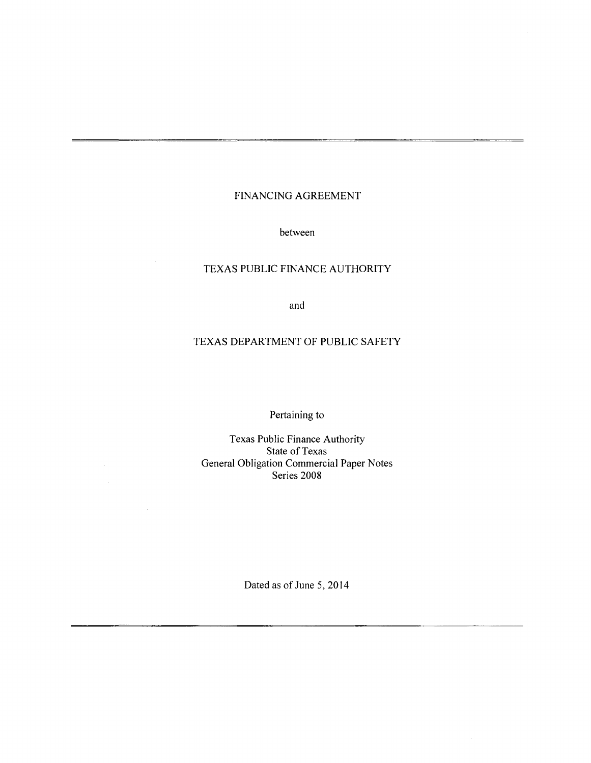---

# FINANCING AGREEMENT

between

TEXAS PUBLIC FINANCE AUTHORITY

and

TEXAS DEPARTMENT OF PUBLIC SAFETY

Pertaining to

Texas Public Finance Authority
State of Texas
General Obligation Commercial Paper Notes
Series 2008

Dated as of June 5, 2014

---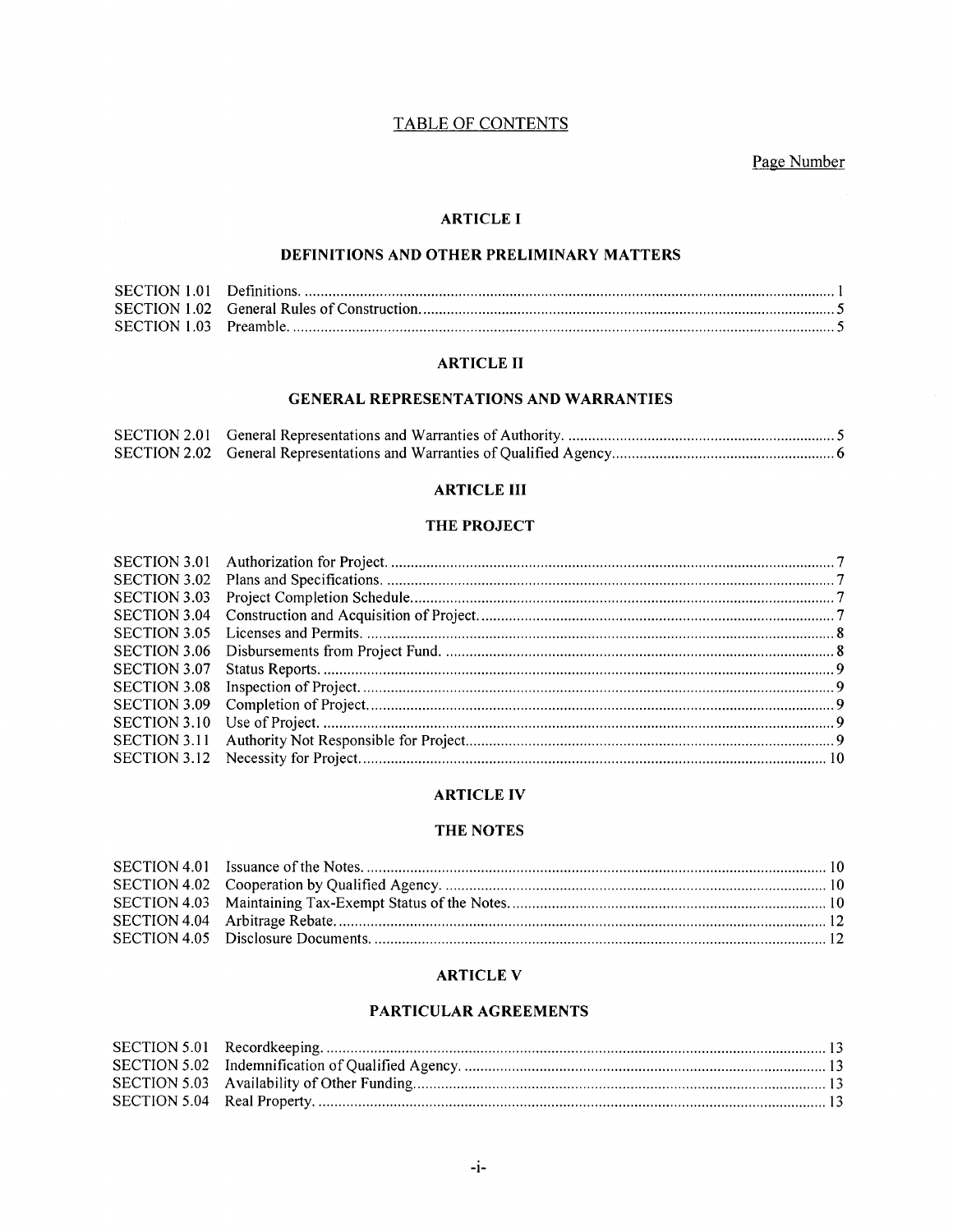## TABLE OF CONTENTS

Page Number

### ARTICLE I

### DEFINITIONS AND OTHER PRELIMINARY MATTERS

| | | |
|---|---|---|
| SECTION 1.01 | Definitions. | 1 |
| SECTION 1.02 | General Rules of Construction. | 5 |
| SECTION 1.03 | Preamble. | 5 |

### ARTICLE II

### GENERAL REPRESENTATIONS AND WARRANTIES

| | | |
|---|---|---|
| SECTION 2.01 | General Representations and Warranties of Authority. | 5 |
| SECTION 2.02 | General Representations and Warranties of Qualified Agency. | 6 |

### ARTICLE III

### THE PROJECT

| | | |
|---|---|---|
| SECTION 3.01 | Authorization for Project. | 7 |
| SECTION 3.02 | Plans and Specifications. | 7 |
| SECTION 3.03 | Project Completion Schedule. | 7 |
| SECTION 3.04 | Construction and Acquisition of Project. | 7 |
| SECTION 3.05 | Licenses and Permits. | 8 |
| SECTION 3.06 | Disbursements from Project Fund. | 8 |
| SECTION 3.07 | Status Reports. | 9 |
| SECTION 3.08 | Inspection of Project. | 9 |
| SECTION 3.09 | Completion of Project. | 9 |
| SECTION 3.10 | Use of Project. | 9 |
| SECTION 3.11 | Authority Not Responsible for Project. | 9 |
| SECTION 3.12 | Necessity for Project. | 10 |

### ARTICLE IV

### THE NOTES

| | | |
|---|---|---|
| SECTION 4.01 | Issuance of the Notes. | 10 |
| SECTION 4.02 | Cooperation by Qualified Agency. | 10 |
| SECTION 4.03 | Maintaining Tax-Exempt Status of the Notes. | 10 |
| SECTION 4.04 | Arbitrage Rebate. | 12 |
| SECTION 4.05 | Disclosure Documents. | 12 |

### ARTICLE V

### PARTICULAR AGREEMENTS

| | | |
|---|---|---|
| SECTION 5.01 | Recordkeeping. | 13 |
| SECTION 5.02 | Indemnification of Qualified Agency. | 13 |
| SECTION 5.03 | Availability of Other Funding. | 13 |
| SECTION 5.04 | Real Property. | 13 |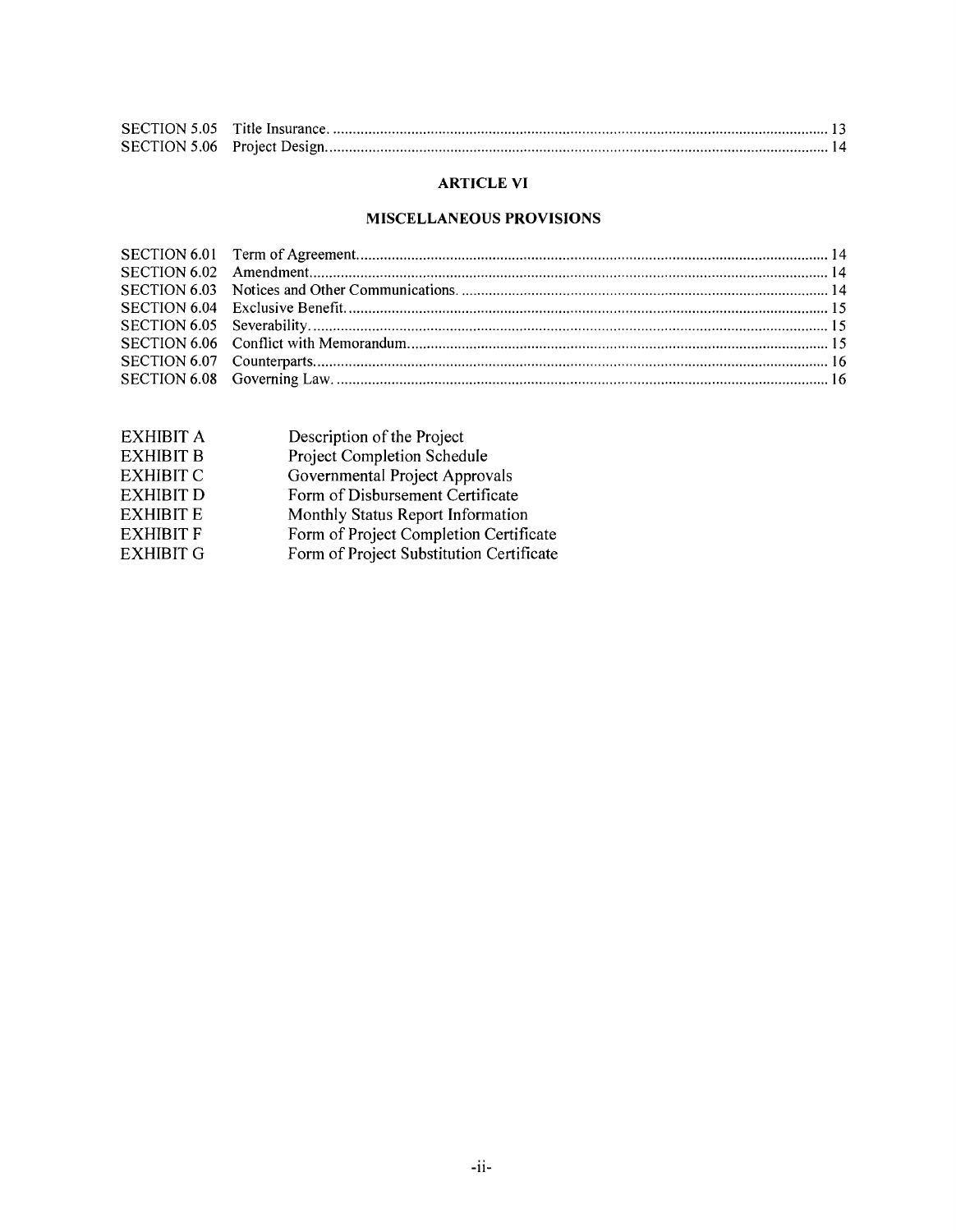| | | |
|---|---|---|
| SECTION 5.05 | Title Insurance. | 13 |
| SECTION 5.06 | Project Design. | 14 |

## ARTICLE VI

## MISCELLANEOUS PROVISIONS

| | | |
|---|---|---|
| SECTION 6.01 | Term of Agreement. | 14 |
| SECTION 6.02 | Amendment. | 14 |
| SECTION 6.03 | Notices and Other Communications. | 14 |
| SECTION 6.04 | Exclusive Benefit. | 15 |
| SECTION 6.05 | Severability. | 15 |
| SECTION 6.06 | Conflict with Memorandum. | 15 |
| SECTION 6.07 | Counterparts. | 16 |
| SECTION 6.08 | Governing Law. | 16 |

| | |
|---|---|
| EXHIBIT A | Description of the Project |
| EXHIBIT B | Project Completion Schedule |
| EXHIBIT C | Governmental Project Approvals |
| EXHIBIT D | Form of Disbursement Certificate |
| EXHIBIT E | Monthly Status Report Information |
| EXHIBIT F | Form of Project Completion Certificate |
| EXHIBIT G | Form of Project Substitution Certificate |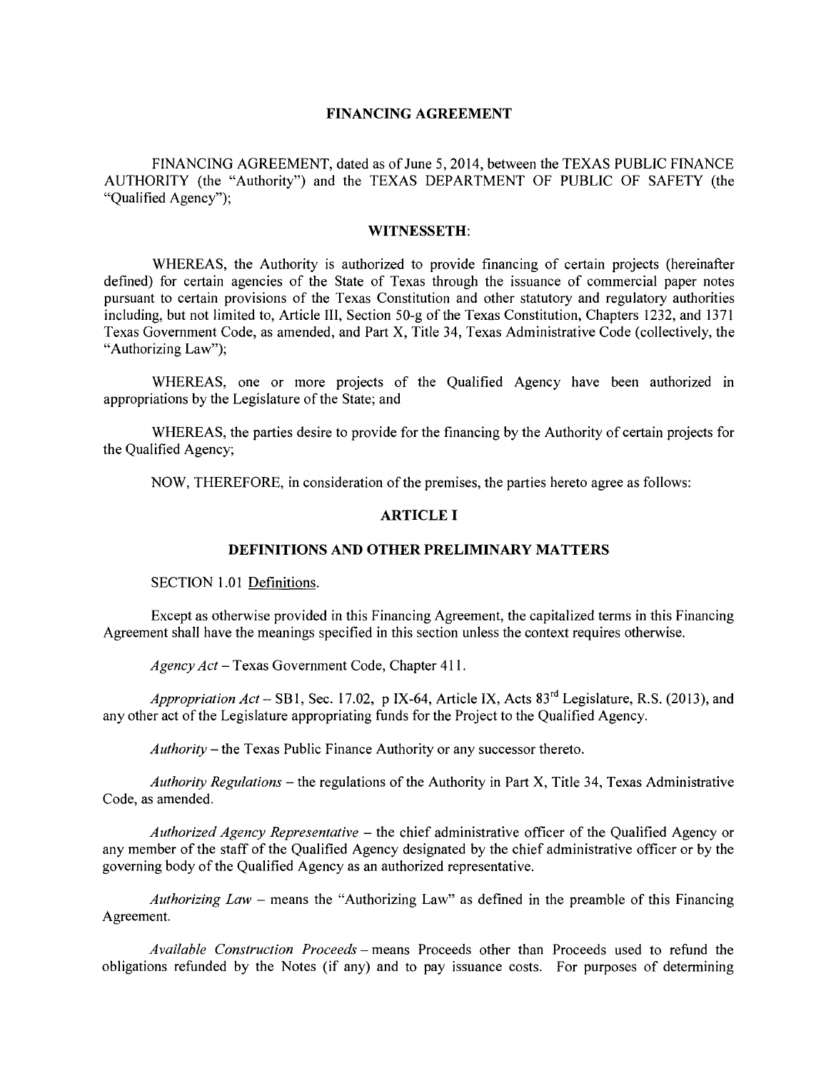# FINANCING AGREEMENT

FINANCING AGREEMENT, dated as of June 5, 2014, between the TEXAS PUBLIC FINANCE AUTHORITY (the "Authority") and the TEXAS DEPARTMENT OF PUBLIC OF SAFETY (the "Qualified Agency");

## WITNESSETH:

WHEREAS, the Authority is authorized to provide financing of certain projects (hereinafter defined) for certain agencies of the State of Texas through the issuance of commercial paper notes pursuant to certain provisions of the Texas Constitution and other statutory and regulatory authorities including, but not limited to, Article III, Section 50-g of the Texas Constitution, Chapters 1232, and 1371 Texas Government Code, as amended, and Part X, Title 34, Texas Administrative Code (collectively, the "Authorizing Law");

WHEREAS, one or more projects of the Qualified Agency have been authorized in appropriations by the Legislature of the State; and

WHEREAS, the parties desire to provide for the financing by the Authority of certain projects for the Qualified Agency;

NOW, THEREFORE, in consideration of the premises, the parties hereto agree as follows:

## ARTICLE I

## DEFINITIONS AND OTHER PRELIMINARY MATTERS

SECTION 1.01 Definitions.

Except as otherwise provided in this Financing Agreement, the capitalized terms in this Financing Agreement shall have the meanings specified in this section unless the context requires otherwise.

*Agency Act* – Texas Government Code, Chapter 411.

*Appropriation Act* – SB1, Sec. 17.02, p IX-64, Article IX, Acts 83rd Legislature, R.S. (2013), and any other act of the Legislature appropriating funds for the Project to the Qualified Agency.

*Authority* – the Texas Public Finance Authority or any successor thereto.

*Authority Regulations* – the regulations of the Authority in Part X, Title 34, Texas Administrative Code, as amended.

*Authorized Agency Representative* – the chief administrative officer of the Qualified Agency or any member of the staff of the Qualified Agency designated by the chief administrative officer or by the governing body of the Qualified Agency as an authorized representative.

*Authorizing Law* – means the "Authorizing Law" as defined in the preamble of this Financing Agreement.

*Available Construction Proceeds* – means Proceeds other than Proceeds used to refund the obligations refunded by the Notes (if any) and to pay issuance costs. For purposes of determining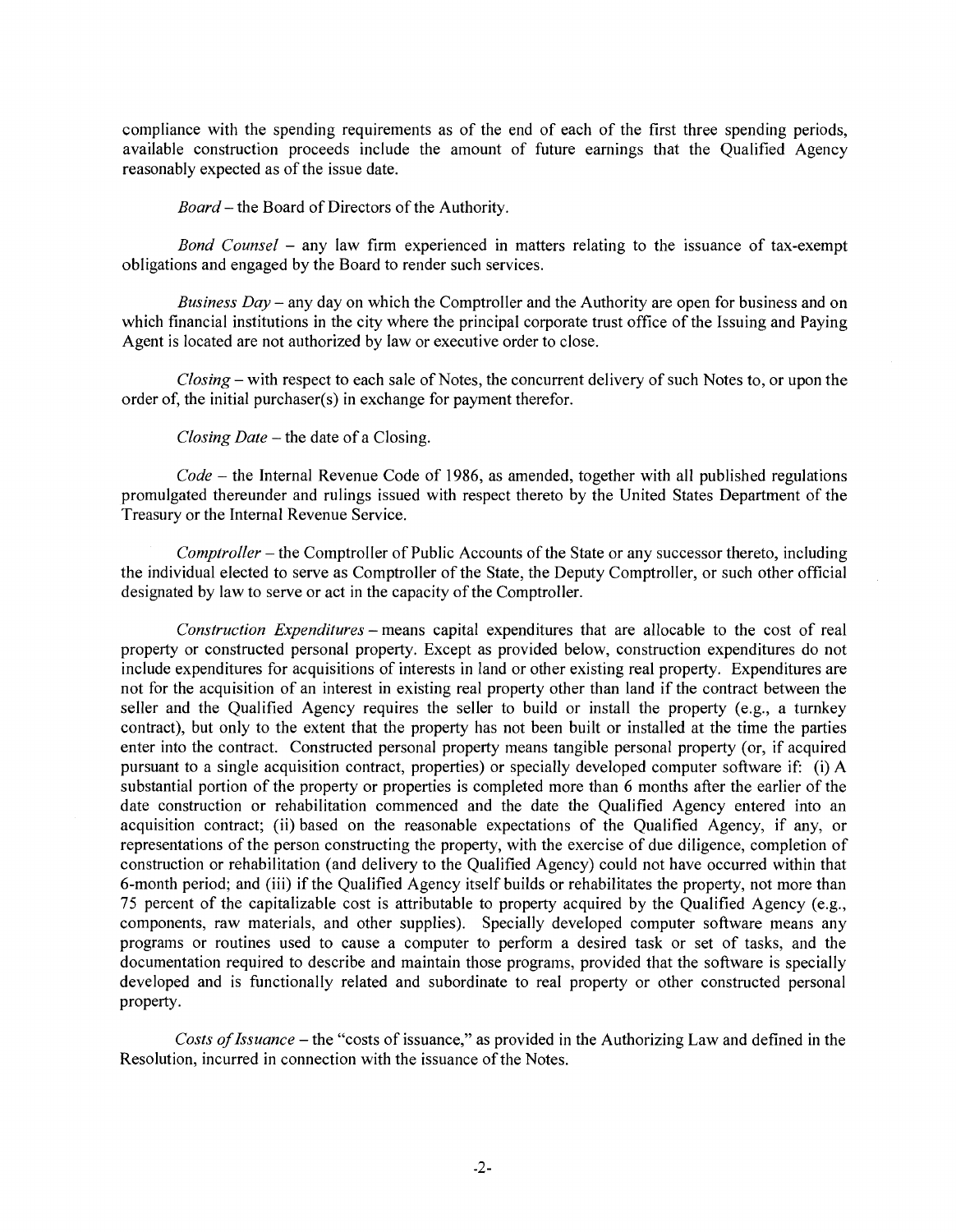compliance with the spending requirements as of the end of each of the first three spending periods, available construction proceeds include the amount of future earnings that the Qualified Agency reasonably expected as of the issue date.

*Board* – the Board of Directors of the Authority.

*Bond Counsel* – any law firm experienced in matters relating to the issuance of tax-exempt obligations and engaged by the Board to render such services.

*Business Day* – any day on which the Comptroller and the Authority are open for business and on which financial institutions in the city where the principal corporate trust office of the Issuing and Paying Agent is located are not authorized by law or executive order to close.

*Closing* – with respect to each sale of Notes, the concurrent delivery of such Notes to, or upon the order of, the initial purchaser(s) in exchange for payment therefor.

*Closing Date* – the date of a Closing.

*Code* – the Internal Revenue Code of 1986, as amended, together with all published regulations promulgated thereunder and rulings issued with respect thereto by the United States Department of the Treasury or the Internal Revenue Service.

*Comptroller* – the Comptroller of Public Accounts of the State or any successor thereto, including the individual elected to serve as Comptroller of the State, the Deputy Comptroller, or such other official designated by law to serve or act in the capacity of the Comptroller.

*Construction Expenditures* – means capital expenditures that are allocable to the cost of real property or constructed personal property. Except as provided below, construction expenditures do not include expenditures for acquisitions of interests in land or other existing real property. Expenditures are not for the acquisition of an interest in existing real property other than land if the contract between the seller and the Qualified Agency requires the seller to build or install the property (e.g., a turnkey contract), but only to the extent that the property has not been built or installed at the time the parties enter into the contract. Constructed personal property means tangible personal property (or, if acquired pursuant to a single acquisition contract, properties) or specially developed computer software if: (i) A substantial portion of the property or properties is completed more than 6 months after the earlier of the date construction or rehabilitation commenced and the date the Qualified Agency entered into an acquisition contract; (ii) based on the reasonable expectations of the Qualified Agency, if any, or representations of the person constructing the property, with the exercise of due diligence, completion of construction or rehabilitation (and delivery to the Qualified Agency) could not have occurred within that 6-month period; and (iii) if the Qualified Agency itself builds or rehabilitates the property, not more than 75 percent of the capitalizable cost is attributable to property acquired by the Qualified Agency (e.g., components, raw materials, and other supplies). Specially developed computer software means any programs or routines used to cause a computer to perform a desired task or set of tasks, and the documentation required to describe and maintain those programs, provided that the software is specially developed and is functionally related and subordinate to real property or other constructed personal property.

*Costs of Issuance* – the "costs of issuance," as provided in the Authorizing Law and defined in the Resolution, incurred in connection with the issuance of the Notes.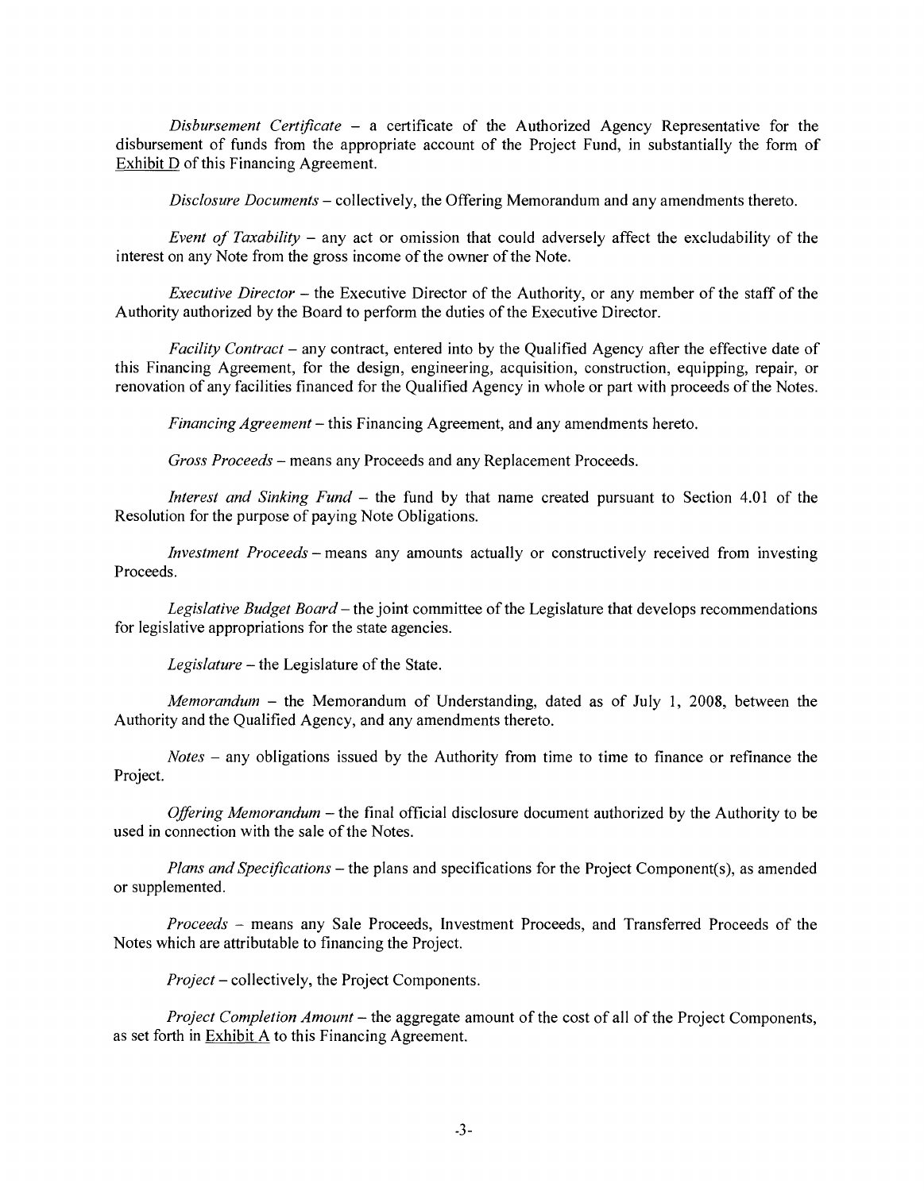*Disbursement Certificate* – a certificate of the Authorized Agency Representative for the disbursement of funds from the appropriate account of the Project Fund, in substantially the form of Exhibit D of this Financing Agreement.

*Disclosure Documents* – collectively, the Offering Memorandum and any amendments thereto.

*Event of Taxability* – any act or omission that could adversely affect the excludability of the interest on any Note from the gross income of the owner of the Note.

*Executive Director* – the Executive Director of the Authority, or any member of the staff of the Authority authorized by the Board to perform the duties of the Executive Director.

*Facility Contract* – any contract, entered into by the Qualified Agency after the effective date of this Financing Agreement, for the design, engineering, acquisition, construction, equipping, repair, or renovation of any facilities financed for the Qualified Agency in whole or part with proceeds of the Notes.

*Financing Agreement* – this Financing Agreement, and any amendments hereto.

*Gross Proceeds* – means any Proceeds and any Replacement Proceeds.

*Interest and Sinking Fund* – the fund by that name created pursuant to Section 4.01 of the Resolution for the purpose of paying Note Obligations.

*Investment Proceeds* – means any amounts actually or constructively received from investing Proceeds.

*Legislative Budget Board* – the joint committee of the Legislature that develops recommendations for legislative appropriations for the state agencies.

*Legislature* – the Legislature of the State.

*Memorandum* – the Memorandum of Understanding, dated as of July 1, 2008, between the Authority and the Qualified Agency, and any amendments thereto.

*Notes* – any obligations issued by the Authority from time to time to finance or refinance the Project.

*Offering Memorandum* – the final official disclosure document authorized by the Authority to be used in connection with the sale of the Notes.

*Plans and Specifications* – the plans and specifications for the Project Component(s), as amended or supplemented.

*Proceeds* – means any Sale Proceeds, Investment Proceeds, and Transferred Proceeds of the Notes which are attributable to financing the Project.

*Project* – collectively, the Project Components.

*Project Completion Amount* – the aggregate amount of the cost of all of the Project Components, as set forth in Exhibit A to this Financing Agreement.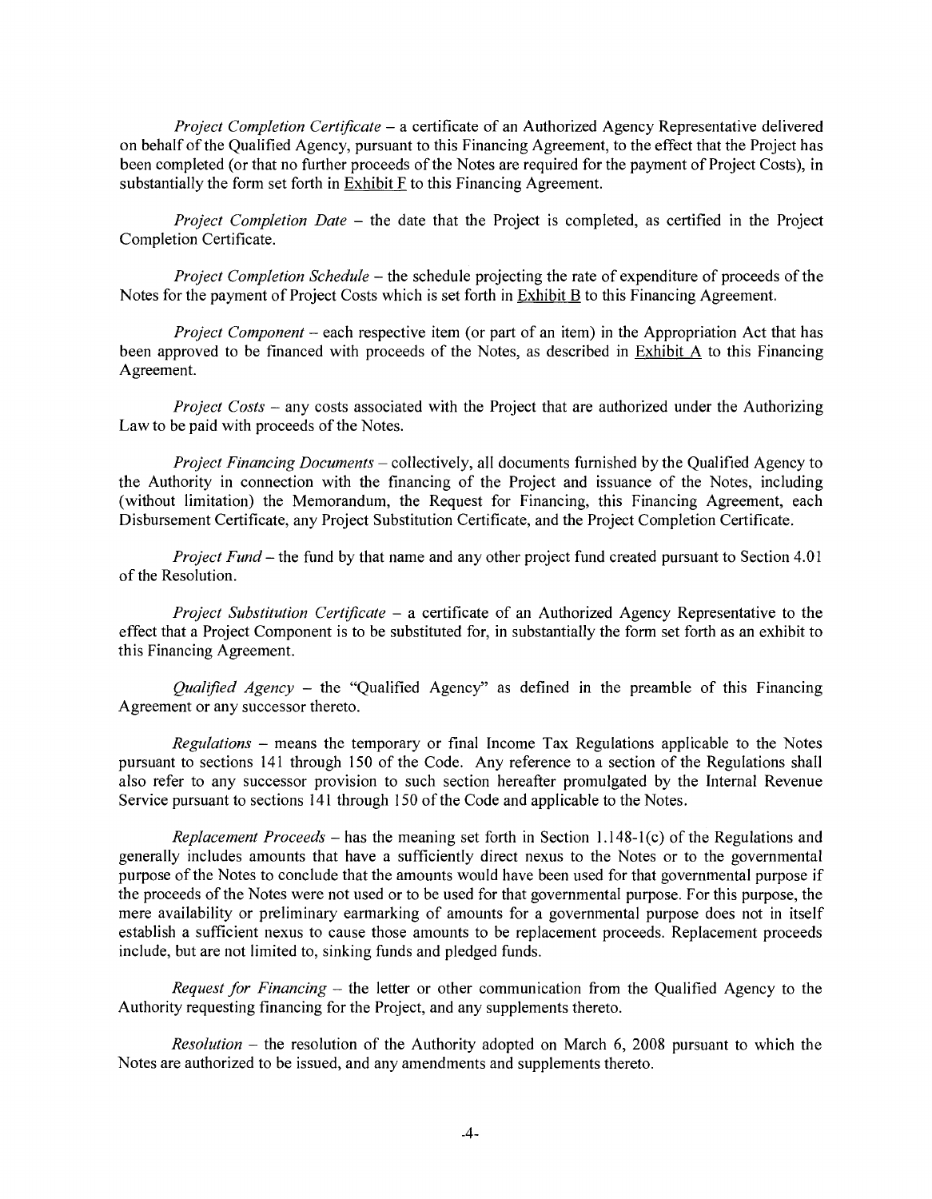*Project Completion Certificate* – a certificate of an Authorized Agency Representative delivered on behalf of the Qualified Agency, pursuant to this Financing Agreement, to the effect that the Project has been completed (or that no further proceeds of the Notes are required for the payment of Project Costs), in substantially the form set forth in Exhibit F to this Financing Agreement.

*Project Completion Date* – the date that the Project is completed, as certified in the Project Completion Certificate.

*Project Completion Schedule* – the schedule projecting the rate of expenditure of proceeds of the Notes for the payment of Project Costs which is set forth in Exhibit B to this Financing Agreement.

*Project Component* – each respective item (or part of an item) in the Appropriation Act that has been approved to be financed with proceeds of the Notes, as described in Exhibit A to this Financing Agreement.

*Project Costs* – any costs associated with the Project that are authorized under the Authorizing Law to be paid with proceeds of the Notes.

*Project Financing Documents* – collectively, all documents furnished by the Qualified Agency to the Authority in connection with the financing of the Project and issuance of the Notes, including (without limitation) the Memorandum, the Request for Financing, this Financing Agreement, each Disbursement Certificate, any Project Substitution Certificate, and the Project Completion Certificate.

*Project Fund* – the fund by that name and any other project fund created pursuant to Section 4.01 of the Resolution.

*Project Substitution Certificate* – a certificate of an Authorized Agency Representative to the effect that a Project Component is to be substituted for, in substantially the form set forth as an exhibit to this Financing Agreement.

*Qualified Agency* – the "Qualified Agency" as defined in the preamble of this Financing Agreement or any successor thereto.

*Regulations* – means the temporary or final Income Tax Regulations applicable to the Notes pursuant to sections 141 through 150 of the Code. Any reference to a section of the Regulations shall also refer to any successor provision to such section hereafter promulgated by the Internal Revenue Service pursuant to sections 141 through 150 of the Code and applicable to the Notes.

*Replacement Proceeds* – has the meaning set forth in Section 1.148-1(c) of the Regulations and generally includes amounts that have a sufficiently direct nexus to the Notes or to the governmental purpose of the Notes to conclude that the amounts would have been used for that governmental purpose if the proceeds of the Notes were not used or to be used for that governmental purpose. For this purpose, the mere availability or preliminary earmarking of amounts for a governmental purpose does not in itself establish a sufficient nexus to cause those amounts to be replacement proceeds. Replacement proceeds include, but are not limited to, sinking funds and pledged funds.

*Request for Financing* – the letter or other communication from the Qualified Agency to the Authority requesting financing for the Project, and any supplements thereto.

*Resolution* – the resolution of the Authority adopted on March 6, 2008 pursuant to which the Notes are authorized to be issued, and any amendments and supplements thereto.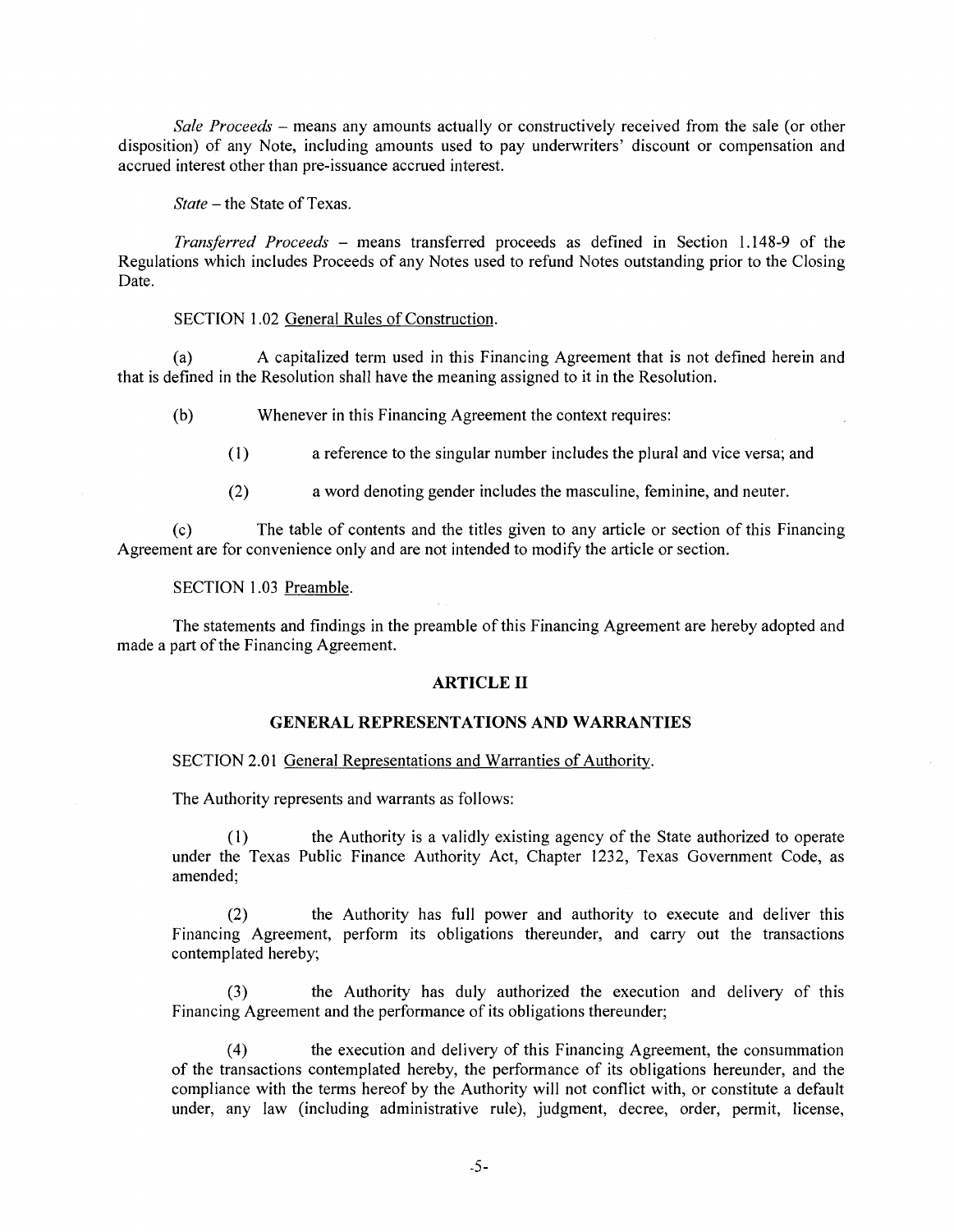*Sale Proceeds* – means any amounts actually or constructively received from the sale (or other disposition) of any Note, including amounts used to pay underwriters' discount or compensation and accrued interest other than pre-issuance accrued interest.

*State* – the State of Texas.

*Transferred Proceeds* – means transferred proceeds as defined in Section 1.148-9 of the Regulations which includes Proceeds of any Notes used to refund Notes outstanding prior to the Closing Date.

SECTION 1.02 General Rules of Construction.

(a) A capitalized term used in this Financing Agreement that is not defined herein and that is defined in the Resolution shall have the meaning assigned to it in the Resolution.

(b) Whenever in this Financing Agreement the context requires:

(1) a reference to the singular number includes the plural and vice versa; and

(2) a word denoting gender includes the masculine, feminine, and neuter.

(c) The table of contents and the titles given to any article or section of this Financing Agreement are for convenience only and are not intended to modify the article or section.

SECTION 1.03 Preamble.

The statements and findings in the preamble of this Financing Agreement are hereby adopted and made a part of the Financing Agreement.

## ARTICLE II

## GENERAL REPRESENTATIONS AND WARRANTIES

SECTION 2.01 General Representations and Warranties of Authority.

The Authority represents and warrants as follows:

(1) the Authority is a validly existing agency of the State authorized to operate under the Texas Public Finance Authority Act, Chapter 1232, Texas Government Code, as amended;

(2) the Authority has full power and authority to execute and deliver this Financing Agreement, perform its obligations thereunder, and carry out the transactions contemplated hereby;

(3) the Authority has duly authorized the execution and delivery of this Financing Agreement and the performance of its obligations thereunder;

(4) the execution and delivery of this Financing Agreement, the consummation of the transactions contemplated hereby, the performance of its obligations hereunder, and the compliance with the terms hereof by the Authority will not conflict with, or constitute a default under, any law (including administrative rule), judgment, decree, order, permit, license,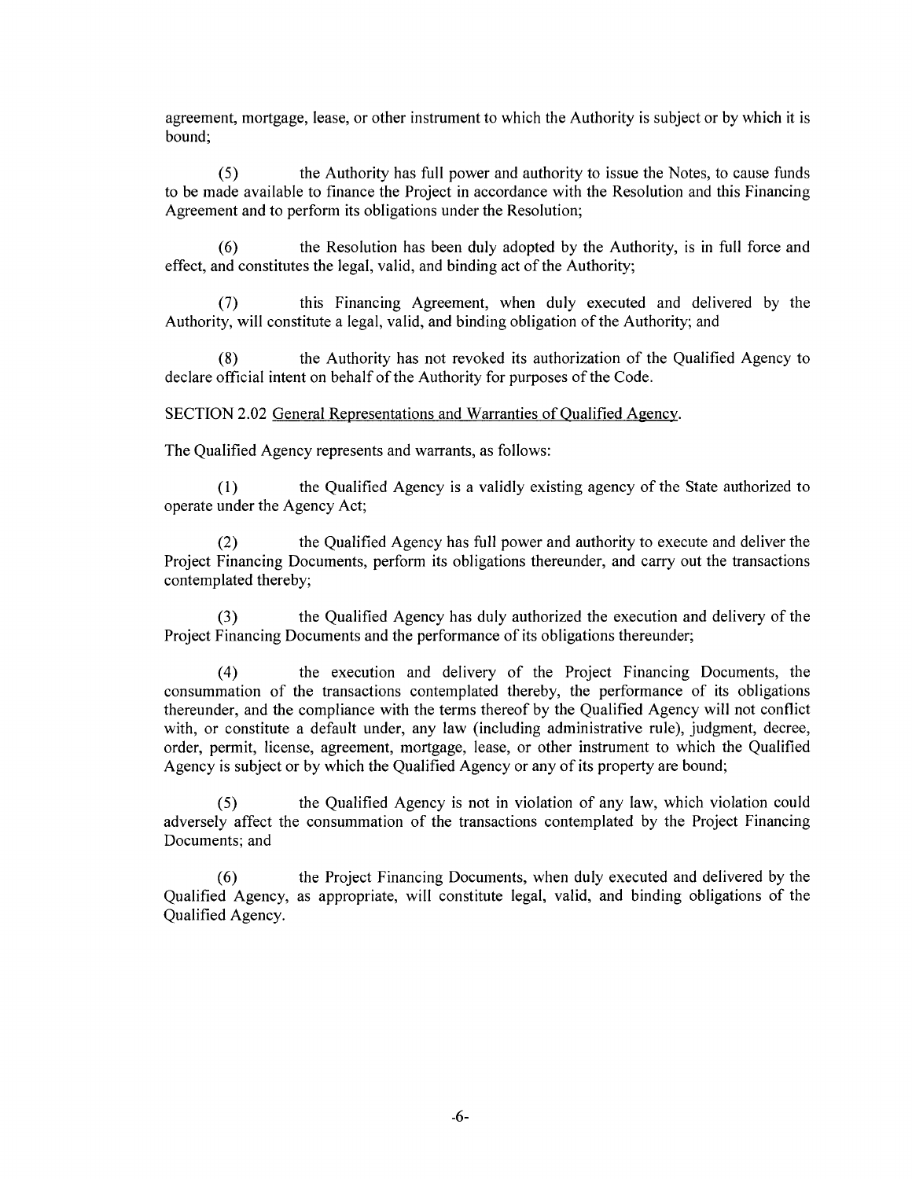agreement, mortgage, lease, or other instrument to which the Authority is subject or by which it is bound;

(5) the Authority has full power and authority to issue the Notes, to cause funds to be made available to finance the Project in accordance with the Resolution and this Financing Agreement and to perform its obligations under the Resolution;

(6) the Resolution has been duly adopted by the Authority, is in full force and effect, and constitutes the legal, valid, and binding act of the Authority;

(7) this Financing Agreement, when duly executed and delivered by the Authority, will constitute a legal, valid, and binding obligation of the Authority; and

(8) the Authority has not revoked its authorization of the Qualified Agency to declare official intent on behalf of the Authority for purposes of the Code.

SECTION 2.02 General Representations and Warranties of Qualified Agency.

The Qualified Agency represents and warrants, as follows:

(1) the Qualified Agency is a validly existing agency of the State authorized to operate under the Agency Act;

(2) the Qualified Agency has full power and authority to execute and deliver the Project Financing Documents, perform its obligations thereunder, and carry out the transactions contemplated thereby;

(3) the Qualified Agency has duly authorized the execution and delivery of the Project Financing Documents and the performance of its obligations thereunder;

(4) the execution and delivery of the Project Financing Documents, the consummation of the transactions contemplated thereby, the performance of its obligations thereunder, and the compliance with the terms thereof by the Qualified Agency will not conflict with, or constitute a default under, any law (including administrative rule), judgment, decree, order, permit, license, agreement, mortgage, lease, or other instrument to which the Qualified Agency is subject or by which the Qualified Agency or any of its property are bound;

(5) the Qualified Agency is not in violation of any law, which violation could adversely affect the consummation of the transactions contemplated by the Project Financing Documents; and

(6) the Project Financing Documents, when duly executed and delivered by the Qualified Agency, as appropriate, will constitute legal, valid, and binding obligations of the Qualified Agency.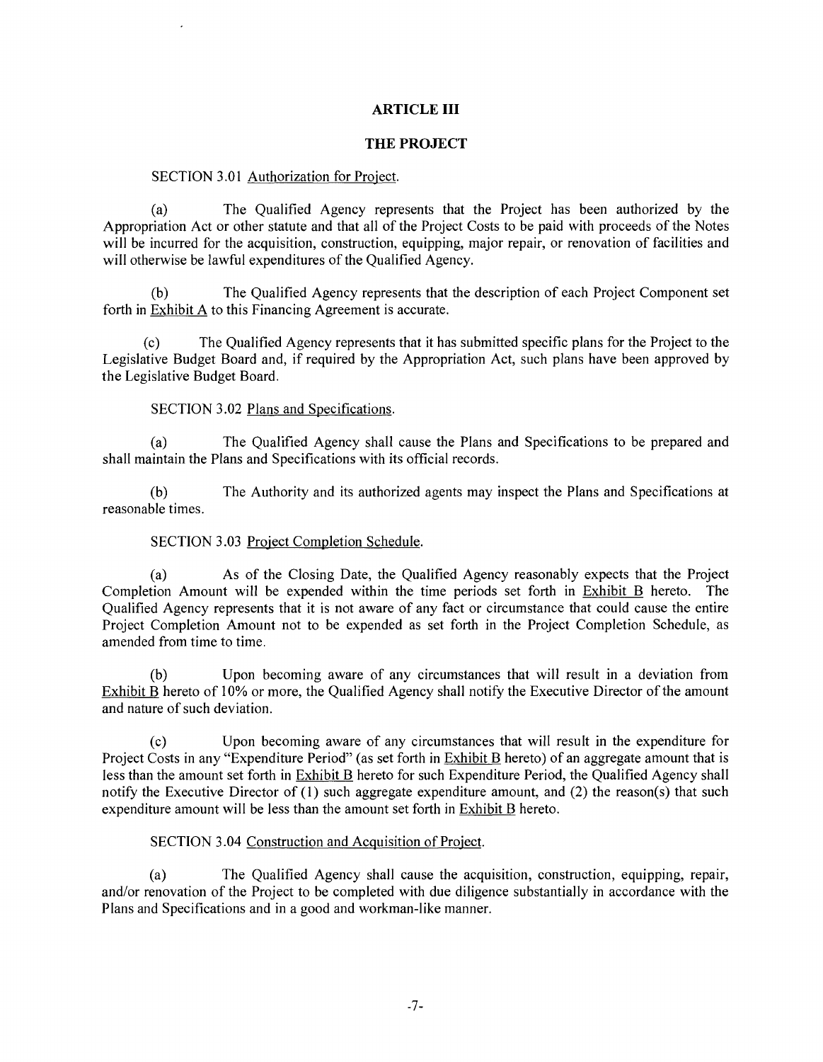# ARTICLE III

## THE PROJECT

SECTION 3.01 Authorization for Project.

(a) The Qualified Agency represents that the Project has been authorized by the Appropriation Act or other statute and that all of the Project Costs to be paid with proceeds of the Notes will be incurred for the acquisition, construction, equipping, major repair, or renovation of facilities and will otherwise be lawful expenditures of the Qualified Agency.

(b) The Qualified Agency represents that the description of each Project Component set forth in Exhibit A to this Financing Agreement is accurate.

(c) The Qualified Agency represents that it has submitted specific plans for the Project to the Legislative Budget Board and, if required by the Appropriation Act, such plans have been approved by the Legislative Budget Board.

SECTION 3.02 Plans and Specifications.

(a) The Qualified Agency shall cause the Plans and Specifications to be prepared and shall maintain the Plans and Specifications with its official records.

(b) The Authority and its authorized agents may inspect the Plans and Specifications at reasonable times.

SECTION 3.03 Project Completion Schedule.

(a) As of the Closing Date, the Qualified Agency reasonably expects that the Project Completion Amount will be expended within the time periods set forth in Exhibit B hereto. The Qualified Agency represents that it is not aware of any fact or circumstance that could cause the entire Project Completion Amount not to be expended as set forth in the Project Completion Schedule, as amended from time to time.

(b) Upon becoming aware of any circumstances that will result in a deviation from Exhibit B hereto of 10% or more, the Qualified Agency shall notify the Executive Director of the amount and nature of such deviation.

(c) Upon becoming aware of any circumstances that will result in the expenditure for Project Costs in any "Expenditure Period" (as set forth in Exhibit B hereto) of an aggregate amount that is less than the amount set forth in Exhibit B hereto for such Expenditure Period, the Qualified Agency shall notify the Executive Director of (1) such aggregate expenditure amount, and (2) the reason(s) that such expenditure amount will be less than the amount set forth in Exhibit B hereto.

SECTION 3.04 Construction and Acquisition of Project.

(a) The Qualified Agency shall cause the acquisition, construction, equipping, repair, and/or renovation of the Project to be completed with due diligence substantially in accordance with the Plans and Specifications and in a good and workman-like manner.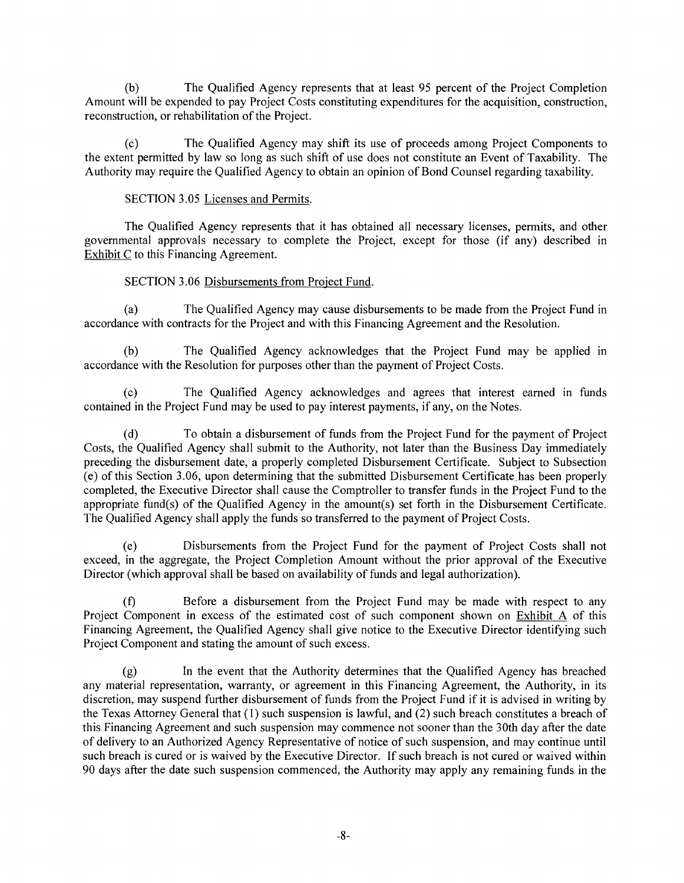(b) The Qualified Agency represents that at least 95 percent of the Project Completion Amount will be expended to pay Project Costs constituting expenditures for the acquisition, construction, reconstruction, or rehabilitation of the Project.

(c) The Qualified Agency may shift its use of proceeds among Project Components to the extent permitted by law so long as such shift of use does not constitute an Event of Taxability. The Authority may require the Qualified Agency to obtain an opinion of Bond Counsel regarding taxability.

SECTION 3.05 Licenses and Permits.

The Qualified Agency represents that it has obtained all necessary licenses, permits, and other governmental approvals necessary to complete the Project, except for those (if any) described in Exhibit C to this Financing Agreement.

SECTION 3.06 Disbursements from Project Fund.

(a) The Qualified Agency may cause disbursements to be made from the Project Fund in accordance with contracts for the Project and with this Financing Agreement and the Resolution.

(b) The Qualified Agency acknowledges that the Project Fund may be applied in accordance with the Resolution for purposes other than the payment of Project Costs.

(c) The Qualified Agency acknowledges and agrees that interest earned in funds contained in the Project Fund may be used to pay interest payments, if any, on the Notes.

(d) To obtain a disbursement of funds from the Project Fund for the payment of Project Costs, the Qualified Agency shall submit to the Authority, not later than the Business Day immediately preceding the disbursement date, a properly completed Disbursement Certificate. Subject to Subsection (e) of this Section 3.06, upon determining that the submitted Disbursement Certificate has been properly completed, the Executive Director shall cause the Comptroller to transfer funds in the Project Fund to the appropriate fund(s) of the Qualified Agency in the amount(s) set forth in the Disbursement Certificate. The Qualified Agency shall apply the funds so transferred to the payment of Project Costs.

(e) Disbursements from the Project Fund for the payment of Project Costs shall not exceed, in the aggregate, the Project Completion Amount without the prior approval of the Executive Director (which approval shall be based on availability of funds and legal authorization).

(f) Before a disbursement from the Project Fund may be made with respect to any Project Component in excess of the estimated cost of such component shown on Exhibit A of this Financing Agreement, the Qualified Agency shall give notice to the Executive Director identifying such Project Component and stating the amount of such excess.

(g) In the event that the Authority determines that the Qualified Agency has breached any material representation, warranty, or agreement in this Financing Agreement, the Authority, in its discretion, may suspend further disbursement of funds from the Project Fund if it is advised in writing by the Texas Attorney General that (1) such suspension is lawful, and (2) such breach constitutes a breach of this Financing Agreement and such suspension may commence not sooner than the 30th day after the date of delivery to an Authorized Agency Representative of notice of such suspension, and may continue until such breach is cured or is waived by the Executive Director. If such breach is not cured or waived within 90 days after the date such suspension commenced, the Authority may apply any remaining funds in the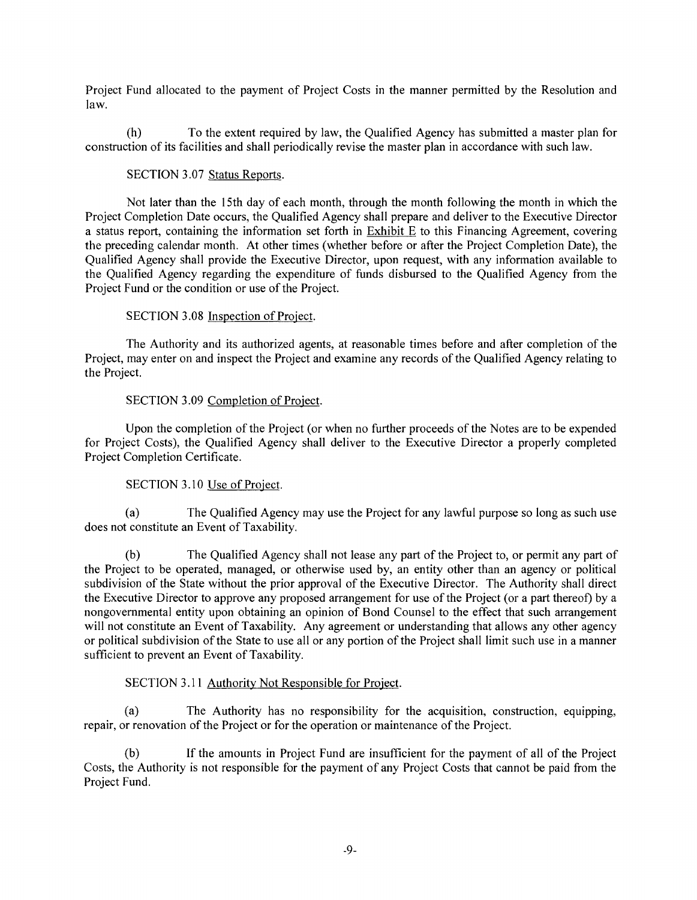Project Fund allocated to the payment of Project Costs in the manner permitted by the Resolution and law.

(h) To the extent required by law, the Qualified Agency has submitted a master plan for construction of its facilities and shall periodically revise the master plan in accordance with such law.

SECTION 3.07 Status Reports.

Not later than the 15th day of each month, through the month following the month in which the Project Completion Date occurs, the Qualified Agency shall prepare and deliver to the Executive Director a status report, containing the information set forth in Exhibit E to this Financing Agreement, covering the preceding calendar month. At other times (whether before or after the Project Completion Date), the Qualified Agency shall provide the Executive Director, upon request, with any information available to the Qualified Agency regarding the expenditure of funds disbursed to the Qualified Agency from the Project Fund or the condition or use of the Project.

SECTION 3.08 Inspection of Project.

The Authority and its authorized agents, at reasonable times before and after completion of the Project, may enter on and inspect the Project and examine any records of the Qualified Agency relating to the Project.

SECTION 3.09 Completion of Project.

Upon the completion of the Project (or when no further proceeds of the Notes are to be expended for Project Costs), the Qualified Agency shall deliver to the Executive Director a properly completed Project Completion Certificate.

SECTION 3.10 Use of Project.

(a) The Qualified Agency may use the Project for any lawful purpose so long as such use does not constitute an Event of Taxability.

(b) The Qualified Agency shall not lease any part of the Project to, or permit any part of the Project to be operated, managed, or otherwise used by, an entity other than an agency or political subdivision of the State without the prior approval of the Executive Director. The Authority shall direct the Executive Director to approve any proposed arrangement for use of the Project (or a part thereof) by a nongovernmental entity upon obtaining an opinion of Bond Counsel to the effect that such arrangement will not constitute an Event of Taxability. Any agreement or understanding that allows any other agency or political subdivision of the State to use all or any portion of the Project shall limit such use in a manner sufficient to prevent an Event of Taxability.

SECTION 3.11 Authority Not Responsible for Project.

(a) The Authority has no responsibility for the acquisition, construction, equipping, repair, or renovation of the Project or for the operation or maintenance of the Project.

(b) If the amounts in Project Fund are insufficient for the payment of all of the Project Costs, the Authority is not responsible for the payment of any Project Costs that cannot be paid from the Project Fund.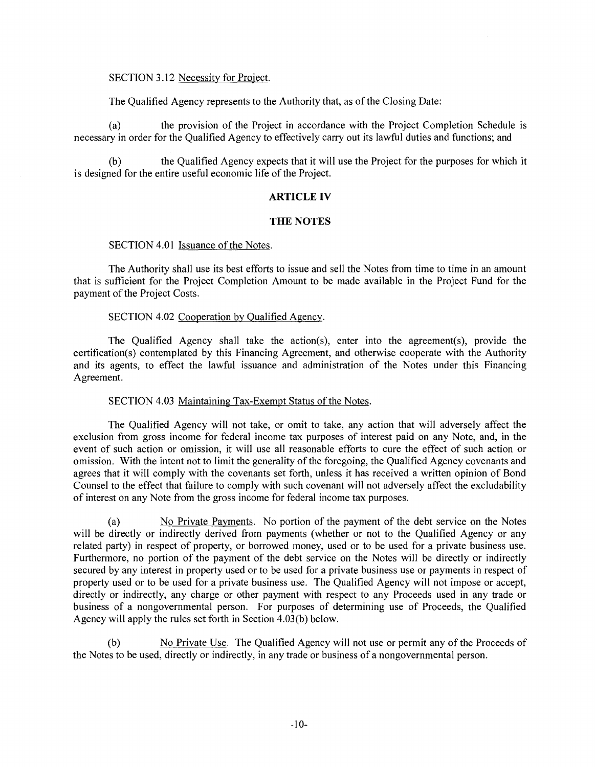SECTION 3.12 Necessity for Project.

The Qualified Agency represents to the Authority that, as of the Closing Date:

(a) the provision of the Project in accordance with the Project Completion Schedule is necessary in order for the Qualified Agency to effectively carry out its lawful duties and functions; and

(b) the Qualified Agency expects that it will use the Project for the purposes for which it is designed for the entire useful economic life of the Project.

## ARTICLE IV

## THE NOTES

SECTION 4.01 Issuance of the Notes.

The Authority shall use its best efforts to issue and sell the Notes from time to time in an amount that is sufficient for the Project Completion Amount to be made available in the Project Fund for the payment of the Project Costs.

SECTION 4.02 Cooperation by Qualified Agency.

The Qualified Agency shall take the action(s), enter into the agreement(s), provide the certification(s) contemplated by this Financing Agreement, and otherwise cooperate with the Authority and its agents, to effect the lawful issuance and administration of the Notes under this Financing Agreement.

SECTION 4.03 Maintaining Tax-Exempt Status of the Notes.

The Qualified Agency will not take, or omit to take, any action that will adversely affect the exclusion from gross income for federal income tax purposes of interest paid on any Note, and, in the event of such action or omission, it will use all reasonable efforts to cure the effect of such action or omission. With the intent not to limit the generality of the foregoing, the Qualified Agency covenants and agrees that it will comply with the covenants set forth, unless it has received a written opinion of Bond Counsel to the effect that failure to comply with such covenant will not adversely affect the excludability of interest on any Note from the gross income for federal income tax purposes.

(a) No Private Payments. No portion of the payment of the debt service on the Notes will be directly or indirectly derived from payments (whether or not to the Qualified Agency or any related party) in respect of property, or borrowed money, used or to be used for a private business use. Furthermore, no portion of the payment of the debt service on the Notes will be directly or indirectly secured by any interest in property used or to be used for a private business use or payments in respect of property used or to be used for a private business use. The Qualified Agency will not impose or accept, directly or indirectly, any charge or other payment with respect to any Proceeds used in any trade or business of a nongovernmental person. For purposes of determining use of Proceeds, the Qualified Agency will apply the rules set forth in Section 4.03(b) below.

(b) No Private Use. The Qualified Agency will not use or permit any of the Proceeds of the Notes to be used, directly or indirectly, in any trade or business of a nongovernmental person.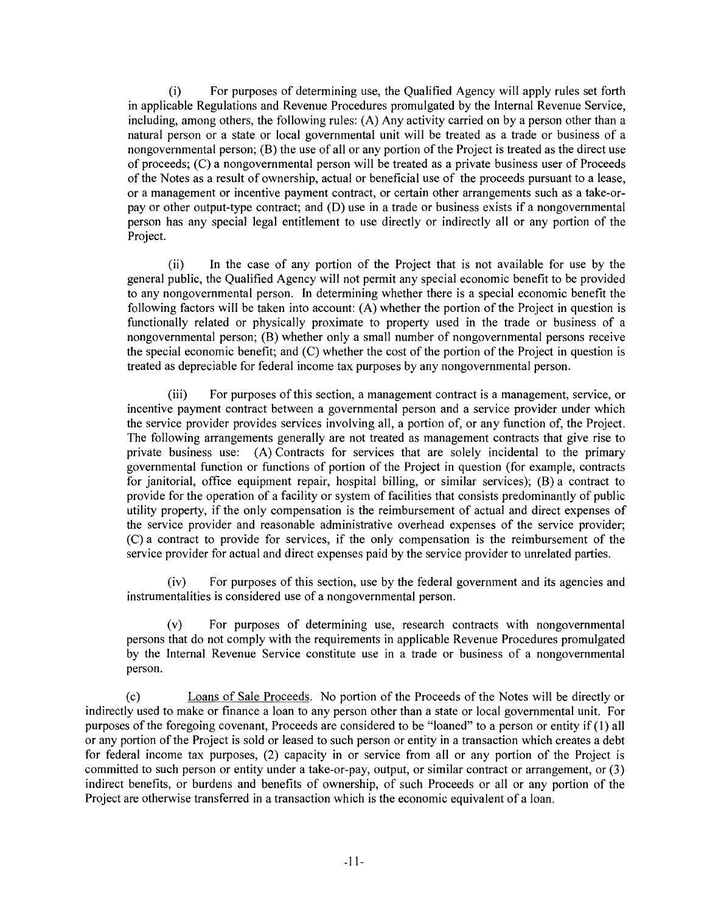(i) For purposes of determining use, the Qualified Agency will apply rules set forth in applicable Regulations and Revenue Procedures promulgated by the Internal Revenue Service, including, among others, the following rules: (A) Any activity carried on by a person other than a natural person or a state or local governmental unit will be treated as a trade or business of a nongovernmental person; (B) the use of all or any portion of the Project is treated as the direct use of proceeds; (C) a nongovernmental person will be treated as a private business user of Proceeds of the Notes as a result of ownership, actual or beneficial use of the proceeds pursuant to a lease, or a management or incentive payment contract, or certain other arrangements such as a take-or-pay or other output-type contract; and (D) use in a trade or business exists if a nongovernmental person has any special legal entitlement to use directly or indirectly all or any portion of the Project.

(ii) In the case of any portion of the Project that is not available for use by the general public, the Qualified Agency will not permit any special economic benefit to be provided to any nongovernmental person. In determining whether there is a special economic benefit the following factors will be taken into account: (A) whether the portion of the Project in question is functionally related or physically proximate to property used in the trade or business of a nongovernmental person; (B) whether only a small number of nongovernmental persons receive the special economic benefit; and (C) whether the cost of the portion of the Project in question is treated as depreciable for federal income tax purposes by any nongovernmental person.

(iii) For purposes of this section, a management contract is a management, service, or incentive payment contract between a governmental person and a service provider under which the service provider provides services involving all, a portion of, or any function of, the Project. The following arrangements generally are not treated as management contracts that give rise to private business use: (A) Contracts for services that are solely incidental to the primary governmental function or functions of portion of the Project in question (for example, contracts for janitorial, office equipment repair, hospital billing, or similar services); (B) a contract to provide for the operation of a facility or system of facilities that consists predominantly of public utility property, if the only compensation is the reimbursement of actual and direct expenses of the service provider and reasonable administrative overhead expenses of the service provider; (C) a contract to provide for services, if the only compensation is the reimbursement of the service provider for actual and direct expenses paid by the service provider to unrelated parties.

(iv) For purposes of this section, use by the federal government and its agencies and instrumentalities is considered use of a nongovernmental person.

(v) For purposes of determining use, research contracts with nongovernmental persons that do not comply with the requirements in applicable Revenue Procedures promulgated by the Internal Revenue Service constitute use in a trade or business of a nongovernmental person.

(c) Loans of Sale Proceeds. No portion of the Proceeds of the Notes will be directly or indirectly used to make or finance a loan to any person other than a state or local governmental unit. For purposes of the foregoing covenant, Proceeds are considered to be "loaned" to a person or entity if (1) all or any portion of the Project is sold or leased to such person or entity in a transaction which creates a debt for federal income tax purposes, (2) capacity in or service from all or any portion of the Project is committed to such person or entity under a take-or-pay, output, or similar contract or arrangement, or (3) indirect benefits, or burdens and benefits of ownership, of such Proceeds or all or any portion of the Project are otherwise transferred in a transaction which is the economic equivalent of a loan.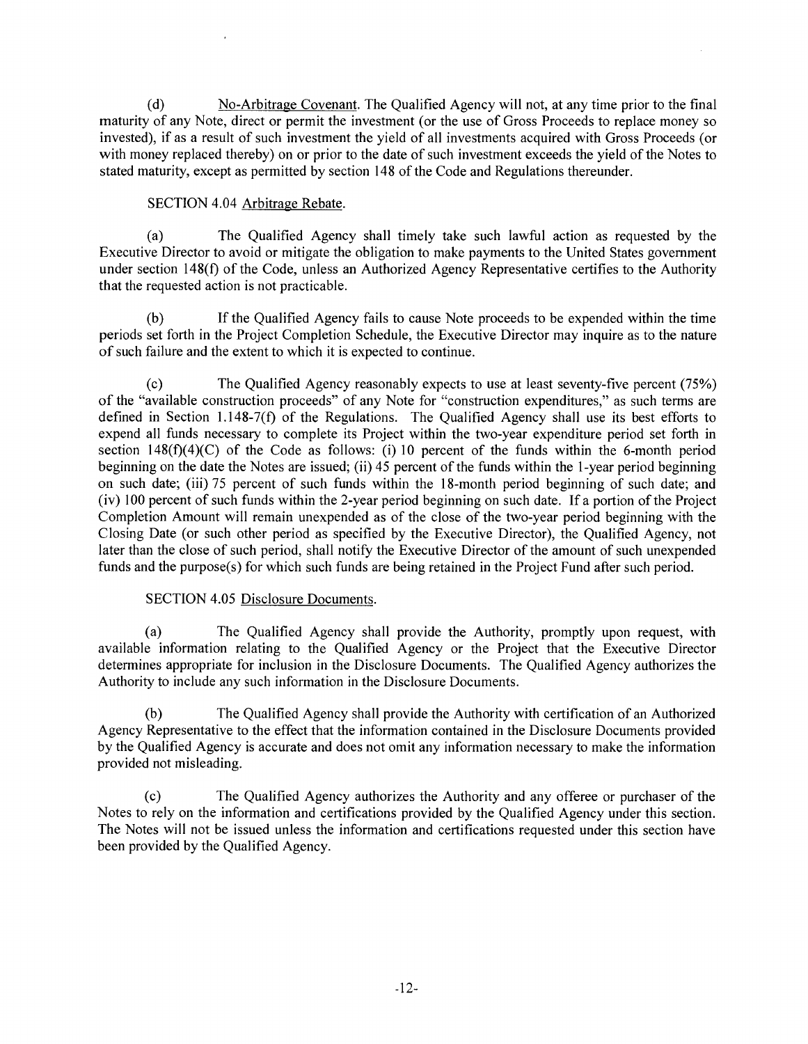(d) No-Arbitrage Covenant. The Qualified Agency will not, at any time prior to the final maturity of any Note, direct or permit the investment (or the use of Gross Proceeds to replace money so invested), if as a result of such investment the yield of all investments acquired with Gross Proceeds (or with money replaced thereby) on or prior to the date of such investment exceeds the yield of the Notes to stated maturity, except as permitted by section 148 of the Code and Regulations thereunder.

SECTION 4.04 Arbitrage Rebate.

(a) The Qualified Agency shall timely take such lawful action as requested by the Executive Director to avoid or mitigate the obligation to make payments to the United States government under section 148(f) of the Code, unless an Authorized Agency Representative certifies to the Authority that the requested action is not practicable.

(b) If the Qualified Agency fails to cause Note proceeds to be expended within the time periods set forth in the Project Completion Schedule, the Executive Director may inquire as to the nature of such failure and the extent to which it is expected to continue.

(c) The Qualified Agency reasonably expects to use at least seventy-five percent (75%) of the "available construction proceeds" of any Note for "construction expenditures," as such terms are defined in Section 1.148-7(f) of the Regulations. The Qualified Agency shall use its best efforts to expend all funds necessary to complete its Project within the two-year expenditure period set forth in section 148(f)(4)(C) of the Code as follows: (i) 10 percent of the funds within the 6-month period beginning on the date the Notes are issued; (ii) 45 percent of the funds within the 1-year period beginning on such date; (iii) 75 percent of such funds within the 18-month period beginning of such date; and (iv) 100 percent of such funds within the 2-year period beginning on such date. If a portion of the Project Completion Amount will remain unexpended as of the close of the two-year period beginning with the Closing Date (or such other period as specified by the Executive Director), the Qualified Agency, not later than the close of such period, shall notify the Executive Director of the amount of such unexpended funds and the purpose(s) for which such funds are being retained in the Project Fund after such period.

SECTION 4.05 Disclosure Documents.

(a) The Qualified Agency shall provide the Authority, promptly upon request, with available information relating to the Qualified Agency or the Project that the Executive Director determines appropriate for inclusion in the Disclosure Documents. The Qualified Agency authorizes the Authority to include any such information in the Disclosure Documents.

(b) The Qualified Agency shall provide the Authority with certification of an Authorized Agency Representative to the effect that the information contained in the Disclosure Documents provided by the Qualified Agency is accurate and does not omit any information necessary to make the information provided not misleading.

(c) The Qualified Agency authorizes the Authority and any offeree or purchaser of the Notes to rely on the information and certifications provided by the Qualified Agency under this section. The Notes will not be issued unless the information and certifications requested under this section have been provided by the Qualified Agency.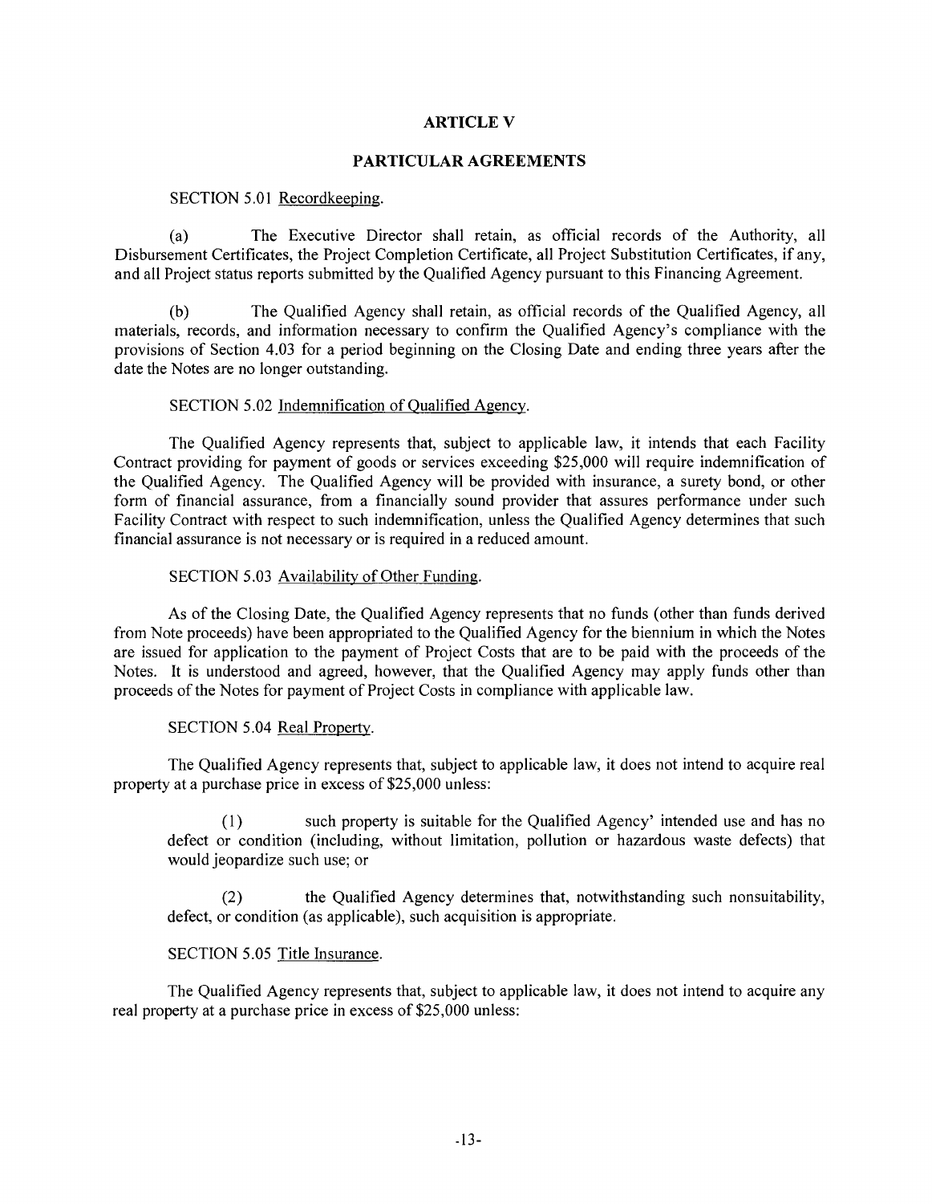## ARTICLE V

## PARTICULAR AGREEMENTS

SECTION 5.01 Recordkeeping.

(a) The Executive Director shall retain, as official records of the Authority, all Disbursement Certificates, the Project Completion Certificate, all Project Substitution Certificates, if any, and all Project status reports submitted by the Qualified Agency pursuant to this Financing Agreement.

(b) The Qualified Agency shall retain, as official records of the Qualified Agency, all materials, records, and information necessary to confirm the Qualified Agency's compliance with the provisions of Section 4.03 for a period beginning on the Closing Date and ending three years after the date the Notes are no longer outstanding.

SECTION 5.02 Indemnification of Qualified Agency.

The Qualified Agency represents that, subject to applicable law, it intends that each Facility Contract providing for payment of goods or services exceeding $25,000 will require indemnification of the Qualified Agency. The Qualified Agency will be provided with insurance, a surety bond, or other form of financial assurance, from a financially sound provider that assures performance under such Facility Contract with respect to such indemnification, unless the Qualified Agency determines that such financial assurance is not necessary or is required in a reduced amount.

SECTION 5.03 Availability of Other Funding.

As of the Closing Date, the Qualified Agency represents that no funds (other than funds derived from Note proceeds) have been appropriated to the Qualified Agency for the biennium in which the Notes are issued for application to the payment of Project Costs that are to be paid with the proceeds of the Notes. It is understood and agreed, however, that the Qualified Agency may apply funds other than proceeds of the Notes for payment of Project Costs in compliance with applicable law.

SECTION 5.04 Real Property.

The Qualified Agency represents that, subject to applicable law, it does not intend to acquire real property at a purchase price in excess of $25,000 unless:

(1) such property is suitable for the Qualified Agency' intended use and has no defect or condition (including, without limitation, pollution or hazardous waste defects) that would jeopardize such use; or

(2) the Qualified Agency determines that, notwithstanding such nonsuitability, defect, or condition (as applicable), such acquisition is appropriate.

SECTION 5.05 Title Insurance.

The Qualified Agency represents that, subject to applicable law, it does not intend to acquire any real property at a purchase price in excess of $25,000 unless: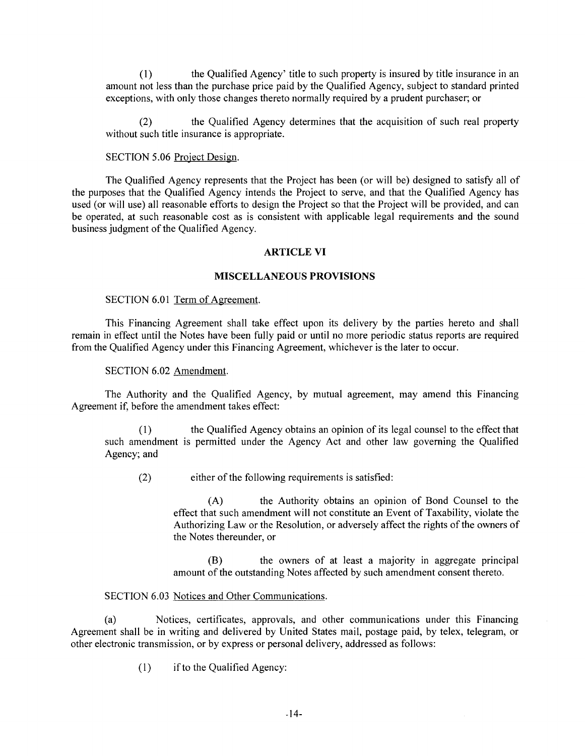(1) the Qualified Agency' title to such property is insured by title insurance in an amount not less than the purchase price paid by the Qualified Agency, subject to standard printed exceptions, with only those changes thereto normally required by a prudent purchaser; or

(2) the Qualified Agency determines that the acquisition of such real property without such title insurance is appropriate.

SECTION 5.06 Project Design.

The Qualified Agency represents that the Project has been (or will be) designed to satisfy all of the purposes that the Qualified Agency intends the Project to serve, and that the Qualified Agency has used (or will use) all reasonable efforts to design the Project so that the Project will be provided, and can be operated, at such reasonable cost as is consistent with applicable legal requirements and the sound business judgment of the Qualified Agency.

## ARTICLE VI

## MISCELLANEOUS PROVISIONS

SECTION 6.01 Term of Agreement.

This Financing Agreement shall take effect upon its delivery by the parties hereto and shall remain in effect until the Notes have been fully paid or until no more periodic status reports are required from the Qualified Agency under this Financing Agreement, whichever is the later to occur.

SECTION 6.02 Amendment.

The Authority and the Qualified Agency, by mutual agreement, may amend this Financing Agreement if, before the amendment takes effect:

(1) the Qualified Agency obtains an opinion of its legal counsel to the effect that such amendment is permitted under the Agency Act and other law governing the Qualified Agency; and

(2) either of the following requirements is satisfied:

(A) the Authority obtains an opinion of Bond Counsel to the effect that such amendment will not constitute an Event of Taxability, violate the Authorizing Law or the Resolution, or adversely affect the rights of the owners of the Notes thereunder, or

(B) the owners of at least a majority in aggregate principal amount of the outstanding Notes affected by such amendment consent thereto.

SECTION 6.03 Notices and Other Communications.

(a) Notices, certificates, approvals, and other communications under this Financing Agreement shall be in writing and delivered by United States mail, postage paid, by telex, telegram, or other electronic transmission, or by express or personal delivery, addressed as follows:

(1) if to the Qualified Agency: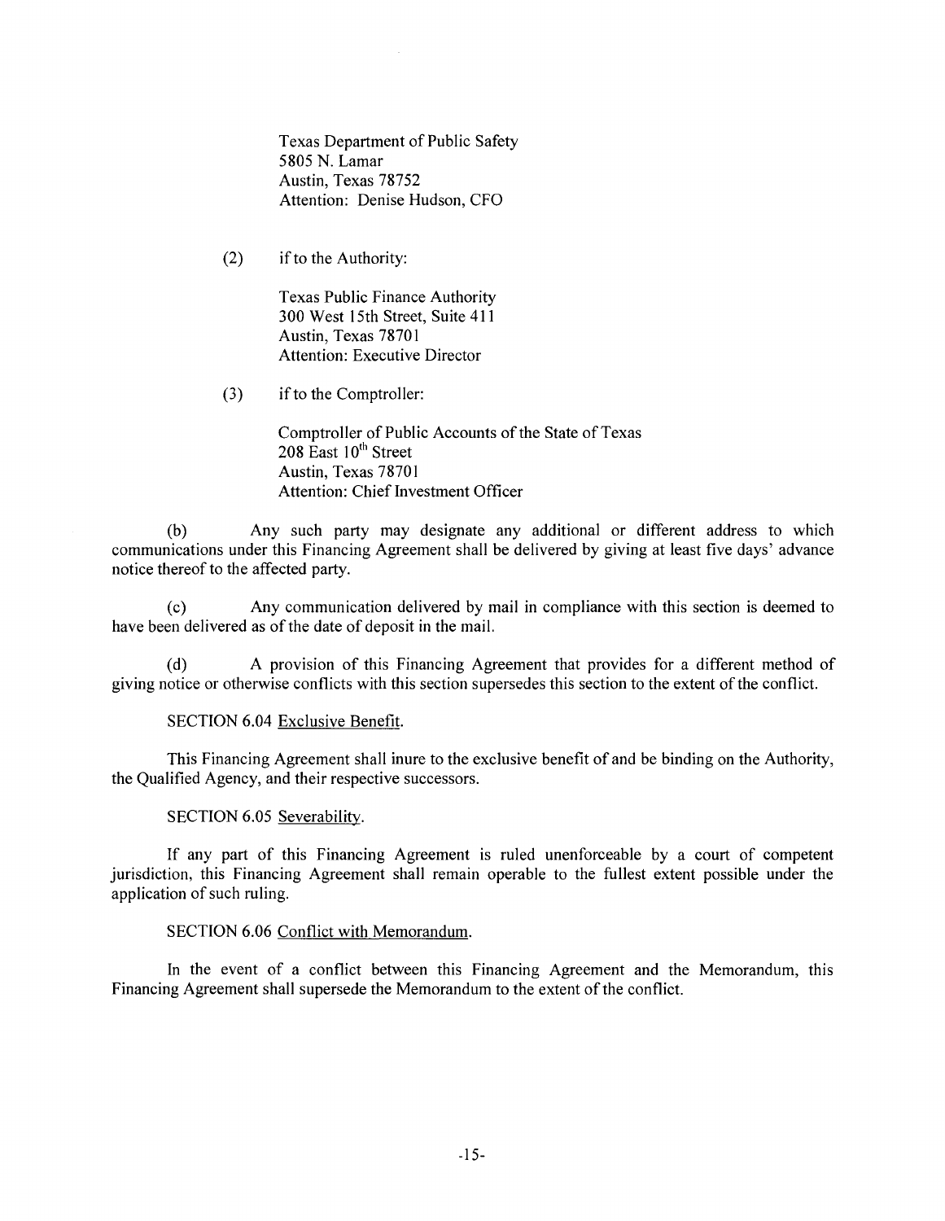Texas Department of Public Safety
5805 N. Lamar
Austin, Texas 78752
Attention: Denise Hudson, CFO

(2) if to the Authority:

Texas Public Finance Authority
300 West 15th Street, Suite 411
Austin, Texas 78701
Attention: Executive Director

(3) if to the Comptroller:

Comptroller of Public Accounts of the State of Texas
208 East 10th Street
Austin, Texas 78701
Attention: Chief Investment Officer

(b) Any such party may designate any additional or different address to which communications under this Financing Agreement shall be delivered by giving at least five days' advance notice thereof to the affected party.

(c) Any communication delivered by mail in compliance with this section is deemed to have been delivered as of the date of deposit in the mail.

(d) A provision of this Financing Agreement that provides for a different method of giving notice or otherwise conflicts with this section supersedes this section to the extent of the conflict.

SECTION 6.04 Exclusive Benefit.

This Financing Agreement shall inure to the exclusive benefit of and be binding on the Authority, the Qualified Agency, and their respective successors.

SECTION 6.05 Severability.

If any part of this Financing Agreement is ruled unenforceable by a court of competent jurisdiction, this Financing Agreement shall remain operable to the fullest extent possible under the application of such ruling.

SECTION 6.06 Conflict with Memorandum.

In the event of a conflict between this Financing Agreement and the Memorandum, this Financing Agreement shall supersede the Memorandum to the extent of the conflict.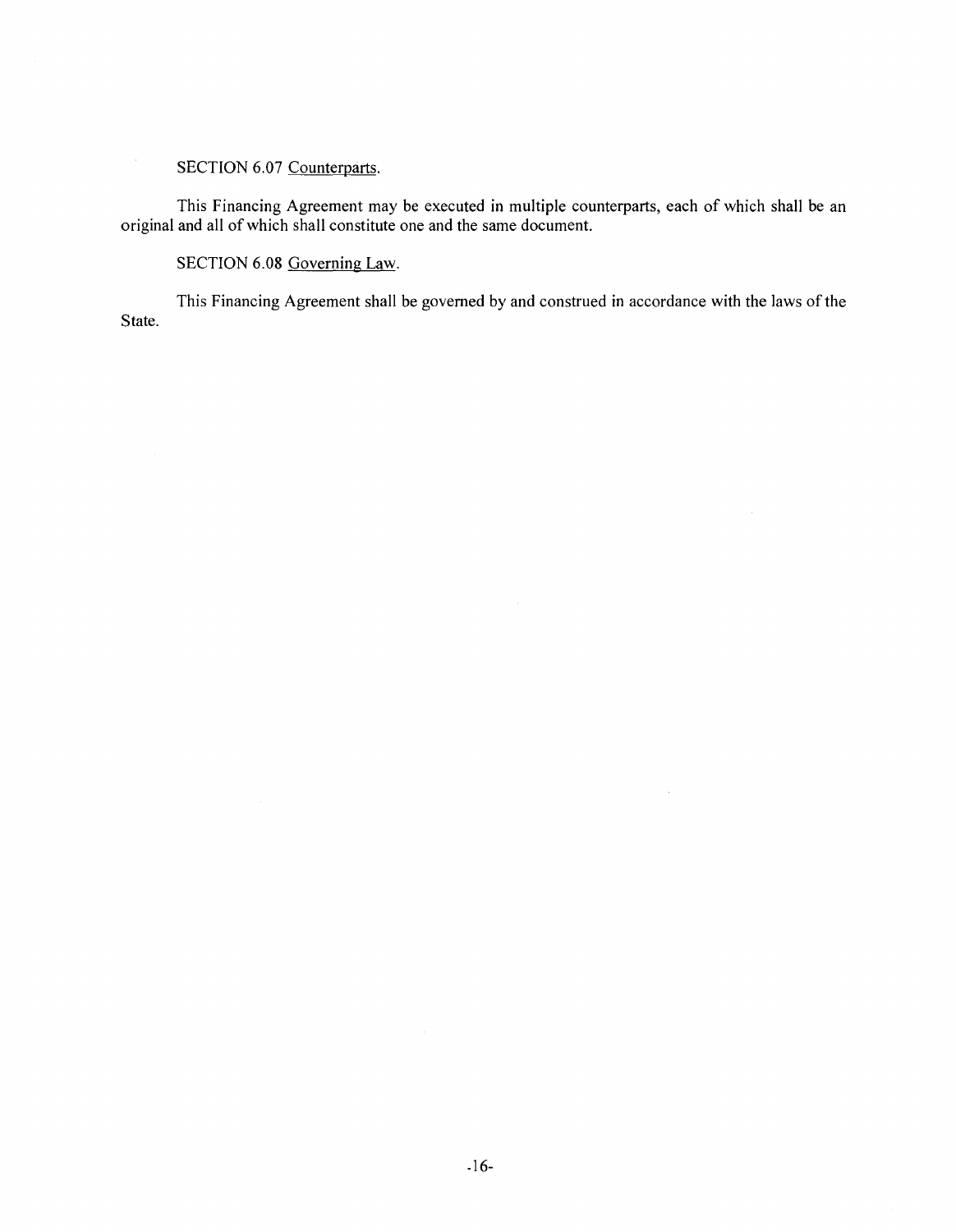SECTION 6.07 Counterparts.

This Financing Agreement may be executed in multiple counterparts, each of which shall be an original and all of which shall constitute one and the same document.

SECTION 6.08 Governing Law.

This Financing Agreement shall be governed by and construed in accordance with the laws of the State.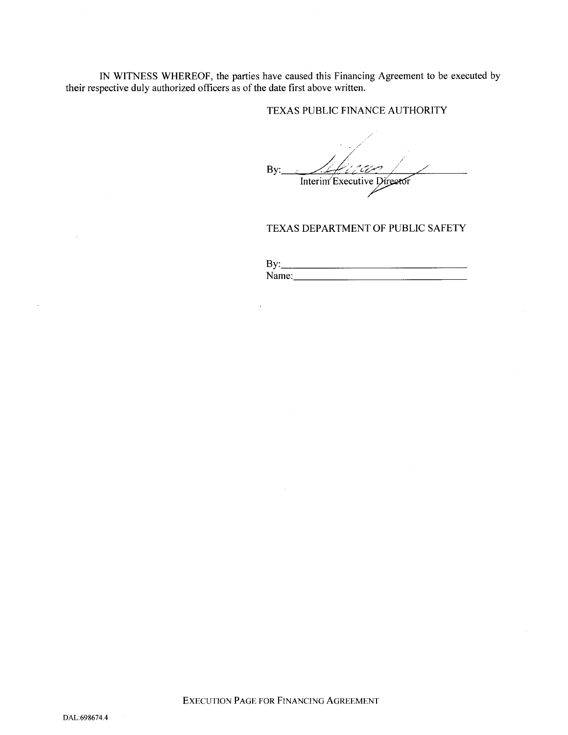IN WITNESS WHEREOF, the parties have caused this Financing Agreement to be executed by their respective duly authorized officers as of the date first above written.

TEXAS PUBLIC FINANCE AUTHORITY

By:______________________________
Interim Executive Director

TEXAS DEPARTMENT OF PUBLIC SAFETY

By:______________________________
Name:____________________________

EXECUTION PAGE FOR FINANCING AGREEMENT

DAL:698674.4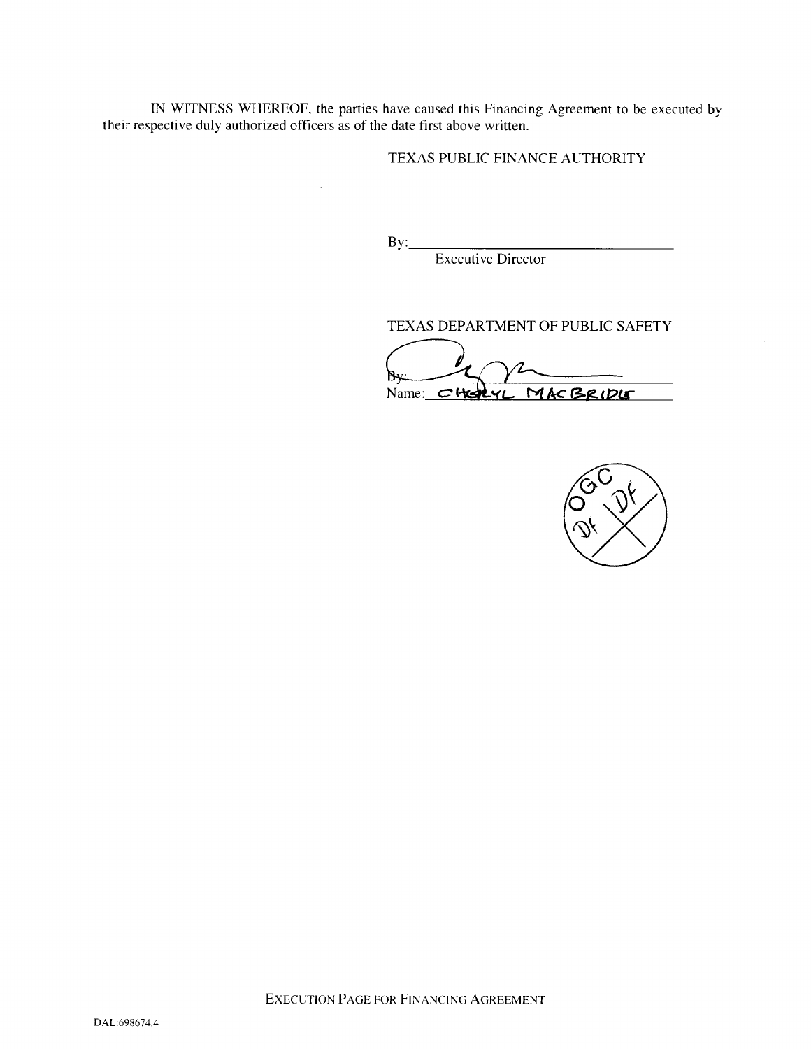IN WITNESS WHEREOF, the parties have caused this Financing Agreement to be executed by their respective duly authorized officers as of the date first above written.

TEXAS PUBLIC FINANCE AUTHORITY

By:\_\_\_\_\_\_\_\_\_\_\_\_\_\_\_\_\_\_\_\_\_\_\_\_\_\_\_\_\_\_\_\_\_\_\_

Executive Director

TEXAS DEPARTMENT OF PUBLIC SAFETY

By:\_\_\_\_\_\_\_\_\_\_\_\_\_\_\_\_\_\_\_\_\_\_\_\_\_\_\_\_\_\_\_\_\_\_\_

Name: CHERYL MACBRIDE

OGC DF DF

EXECUTION PAGE FOR FINANCING AGREEMENT

DAL:698674.4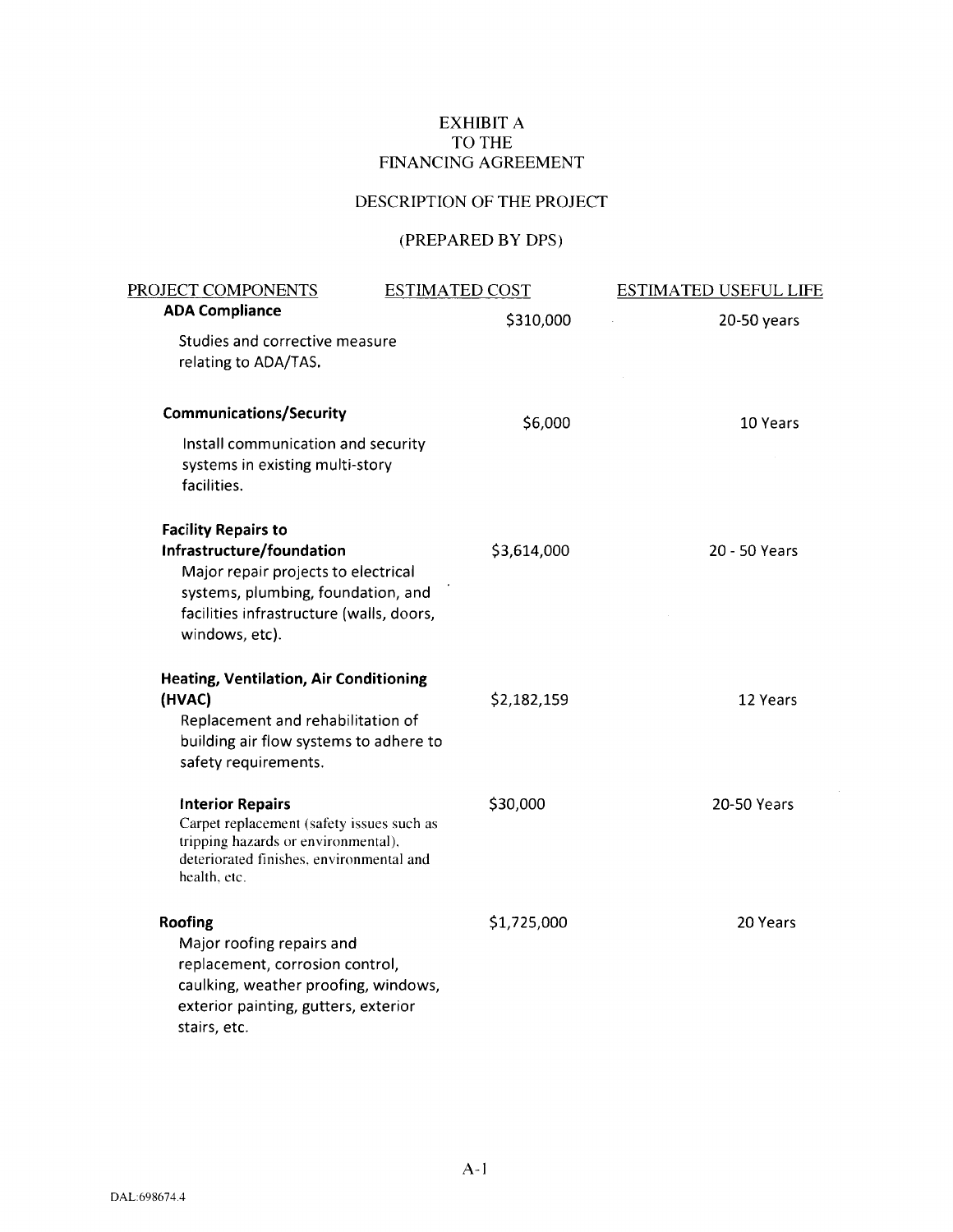# EXHIBIT A
# TO THE
# FINANCING AGREEMENT

## DESCRIPTION OF THE PROJECT

## (PREPARED BY DPS)

| PROJECT COMPONENTS | ESTIMATED COST | ESTIMATED USEFUL LIFE |
|---|---|---|
| **ADA Compliance**<br>Studies and corrective measure relating to ADA/TAS. | $310,000 | 20-50 years |
| **Communications/Security**<br>Install communication and security systems in existing multi-story facilities. | $6,000 | 10 Years |
| **Facility Repairs to Infrastructure/foundation**<br>Major repair projects to electrical systems, plumbing, foundation, and facilities infrastructure (walls, doors, windows, etc). | $3,614,000 | 20 - 50 Years |
| **Heating, Ventilation, Air Conditioning (HVAC)**<br>Replacement and rehabilitation of building air flow systems to adhere to safety requirements. | $2,182,159 | 12 Years |
| **Interior Repairs**<br>Carpet replacement (safety issues such as tripping hazards or environmental), deteriorated finishes, environmental and health, etc. | $30,000 | 20-50 Years |
| **Roofing**<br>Major roofing repairs and replacement, corrosion control, caulking, weather proofing, windows, exterior painting, gutters, exterior stairs, etc. | $1,725,000 | 20 Years |

DAL:698674.4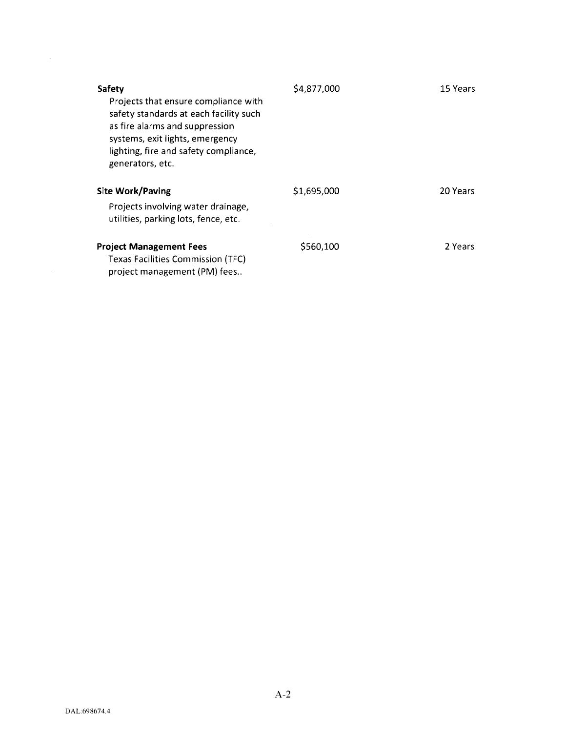| | | |
|---|---|---|
| **Safety**<br>Projects that ensure compliance with safety standards at each facility such as fire alarms and suppression systems, exit lights, emergency lighting, fire and safety compliance, generators, etc. | $4,877,000 | 15 Years |
| **Site Work/Paving**<br>Projects involving water drainage, utilities, parking lots, fence, etc. | $1,695,000 | 20 Years |
| **Project Management Fees**<br>Texas Facilities Commission (TFC) project management (PM) fees.. | $560,100 | 2 Years |

A-2

DAL:698674.4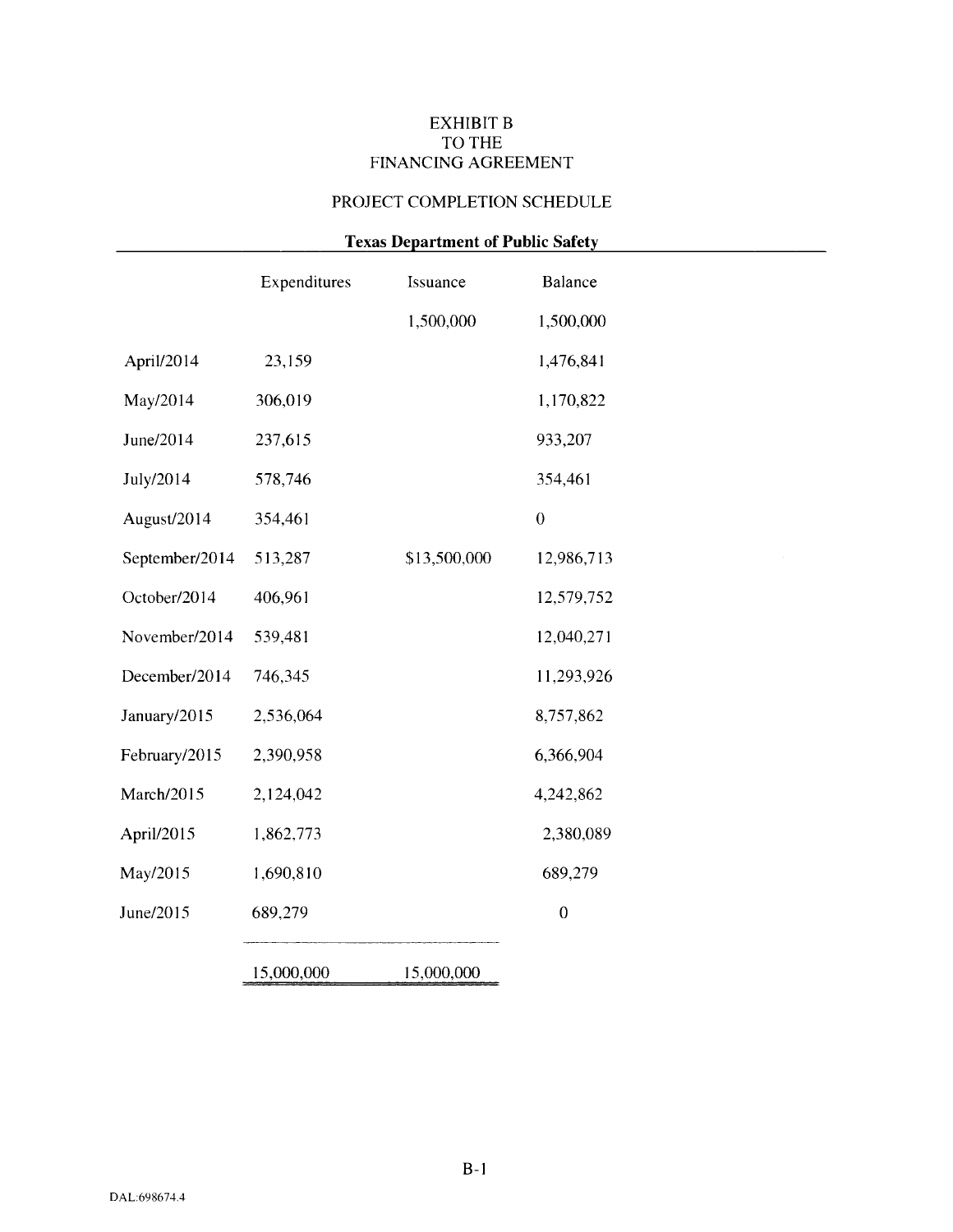# EXHIBIT B
# TO THE
# FINANCING AGREEMENT

## PROJECT COMPLETION SCHEDULE

**Texas Department of Public Safety**

| | Expenditures | Issuance | Balance |
|---|---|---|---|
| | | 1,500,000 | 1,500,000 |
| April/2014 | 23,159 | | 1,476,841 |
| May/2014 | 306,019 | | 1,170,822 |
| June/2014 | 237,615 | | 933,207 |
| July/2014 | 578,746 | | 354,461 |
| August/2014 | 354,461 | | 0 |
| September/2014 | 513,287 | $13,500,000 | 12,986,713 |
| October/2014 | 406,961 | | 12,579,752 |
| November/2014 | 539,481 | | 12,040,271 |
| December/2014 | 746,345 | | 11,293,926 |
| January/2015 | 2,536,064 | | 8,757,862 |
| February/2015 | 2,390,958 | | 6,366,904 |
| March/2015 | 2,124,042 | | 4,242,862 |
| April/2015 | 1,862,773 | | 2,380,089 |
| May/2015 | 1,690,810 | | 689,279 |
| June/2015 | 689,279 | | 0 |
| | 15,000,000 | 15,000,000 | |

DAL:698674.4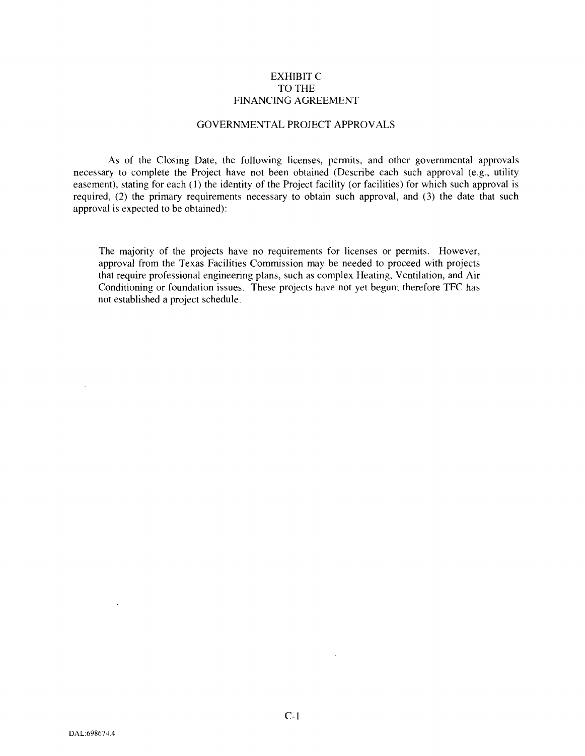# EXHIBIT C
# TO THE
# FINANCING AGREEMENT

## GOVERNMENTAL PROJECT APPROVALS

As of the Closing Date, the following licenses, permits, and other governmental approvals necessary to complete the Project have not been obtained (Describe each such approval (e.g., utility easement), stating for each (1) the identity of the Project facility (or facilities) for which such approval is required, (2) the primary requirements necessary to obtain such approval, and (3) the date that such approval is expected to be obtained):

The majority of the projects have no requirements for licenses or permits. However, approval from the Texas Facilities Commission may be needed to proceed with projects that require professional engineering plans, such as complex Heating, Ventilation, and Air Conditioning or foundation issues. These projects have not yet begun; therefore TFC has not established a project schedule.

C-1

DAL:698674.4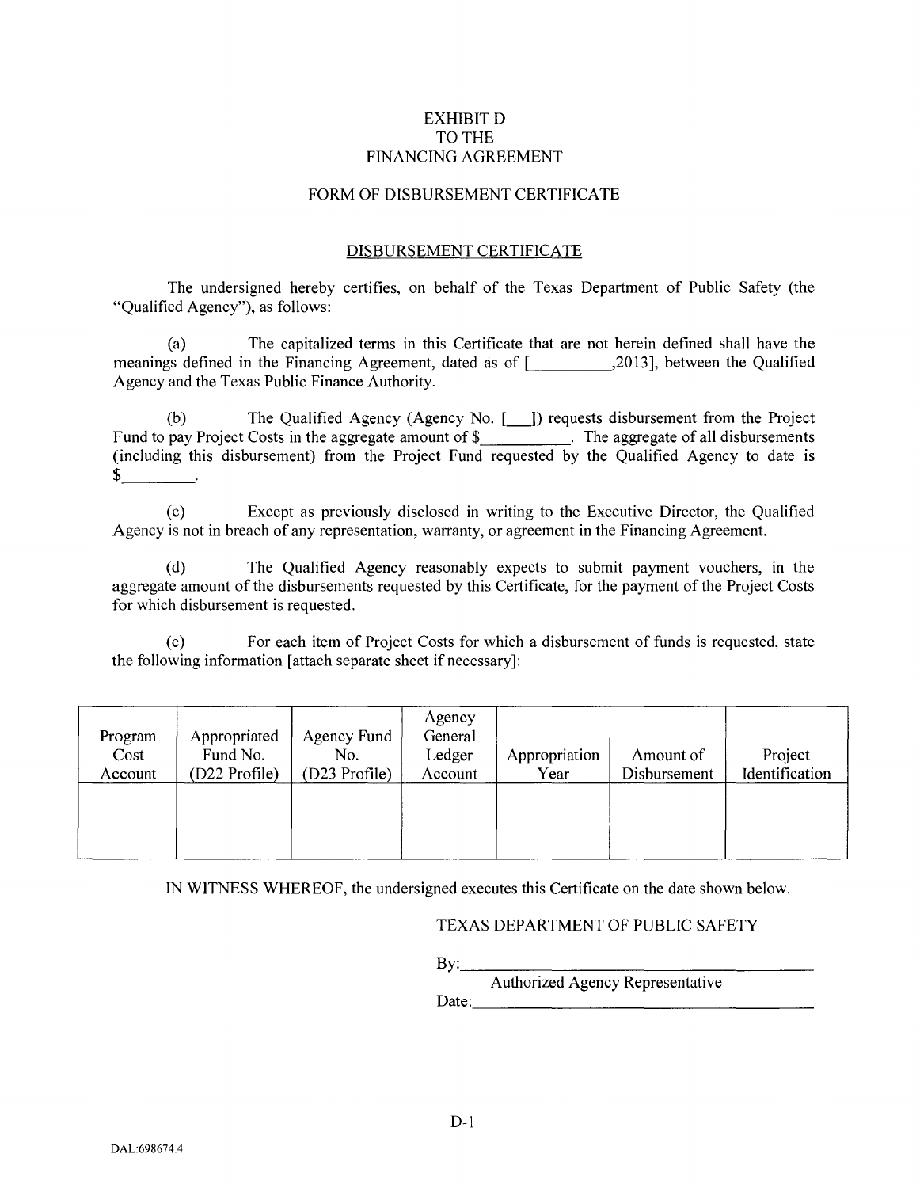EXHIBIT D
TO THE
FINANCING AGREEMENT

FORM OF DISBURSEMENT CERTIFICATE

DISBURSEMENT CERTIFICATE

The undersigned hereby certifies, on behalf of the Texas Department of Public Safety (the "Qualified Agency"), as follows:

(a) The capitalized terms in this Certificate that are not herein defined shall have the meanings defined in the Financing Agreement, dated as of [__________,2013], between the Qualified Agency and the Texas Public Finance Authority.

(b) The Qualified Agency (Agency No. [___]) requests disbursement from the Project Fund to pay Project Costs in the aggregate amount of $__________. The aggregate of all disbursements (including this disbursement) from the Project Fund requested by the Qualified Agency to date is $_________.

(c) Except as previously disclosed in writing to the Executive Director, the Qualified Agency is not in breach of any representation, warranty, or agreement in the Financing Agreement.

(d) The Qualified Agency reasonably expects to submit payment vouchers, in the aggregate amount of the disbursements requested by this Certificate, for the payment of the Project Costs for which disbursement is requested.

(e) For each item of Project Costs for which a disbursement of funds is requested, state the following information [attach separate sheet if necessary]:

| Program Cost Account | Appropriated Fund No. (D22 Profile) | Agency Fund No. (D23 Profile) | Agency General Ledger Account | Appropriation Year | Amount of Disbursement | Project Identification |
|---|---|---|---|---|---|---|
| | | | | | | |

IN WITNESS WHEREOF, the undersigned executes this Certificate on the date shown below.

TEXAS DEPARTMENT OF PUBLIC SAFETY

By:__________________________________________
Authorized Agency Representative

Date:_________________________________________

DAL:698674.4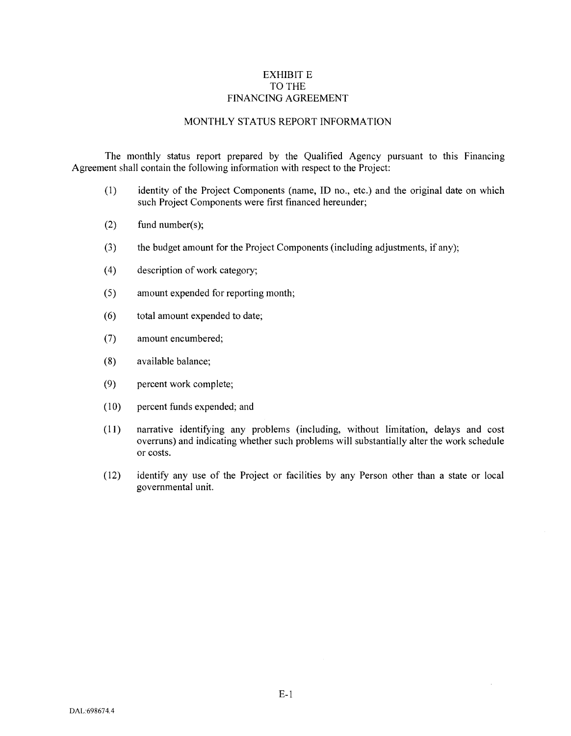# EXHIBIT E
# TO THE
# FINANCING AGREEMENT

## MONTHLY STATUS REPORT INFORMATION

The monthly status report prepared by the Qualified Agency pursuant to this Financing Agreement shall contain the following information with respect to the Project:

(1) identity of the Project Components (name, ID no., etc.) and the original date on which such Project Components were first financed hereunder;

(2) fund number(s);

(3) the budget amount for the Project Components (including adjustments, if any);

(4) description of work category;

(5) amount expended for reporting month;

(6) total amount expended to date;

(7) amount encumbered;

(8) available balance;

(9) percent work complete;

(10) percent funds expended; and

(11) narrative identifying any problems (including, without limitation, delays and cost overruns) and indicating whether such problems will substantially alter the work schedule or costs.

(12) identify any use of the Project or facilities by any Person other than a state or local governmental unit.

DAL:698674.4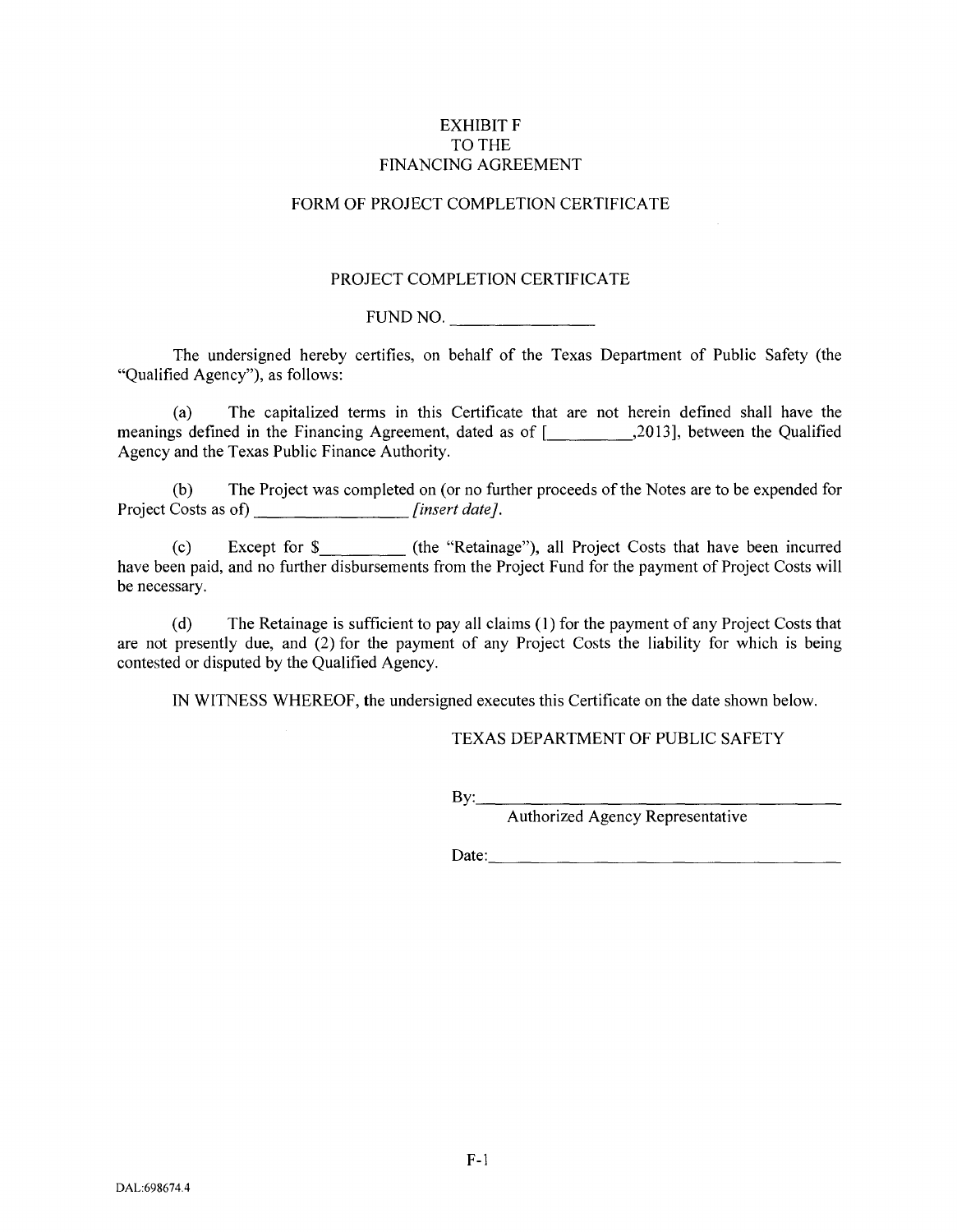# EXHIBIT F
# TO THE
# FINANCING AGREEMENT

## FORM OF PROJECT COMPLETION CERTIFICATE

### PROJECT COMPLETION CERTIFICATE

FUND NO. ________________

The undersigned hereby certifies, on behalf of the Texas Department of Public Safety (the "Qualified Agency"), as follows:

(a) The capitalized terms in this Certificate that are not herein defined shall have the meanings defined in the Financing Agreement, dated as of [_________,2013], between the Qualified Agency and the Texas Public Finance Authority.

(b) The Project was completed on (or no further proceeds of the Notes are to be expended for Project Costs as of) ________________ *[insert date]*.

(c) Except for $_________ (the "Retainage"), all Project Costs that have been incurred have been paid, and no further disbursements from the Project Fund for the payment of Project Costs will be necessary.

(d) The Retainage is sufficient to pay all claims (1) for the payment of any Project Costs that are not presently due, and (2) for the payment of any Project Costs the liability for which is being contested or disputed by the Qualified Agency.

IN WITNESS WHEREOF, the undersigned executes this Certificate on the date shown below.

TEXAS DEPARTMENT OF PUBLIC SAFETY

By:________________________________________
Authorized Agency Representative

Date:_______________________________________

DAL:698674.4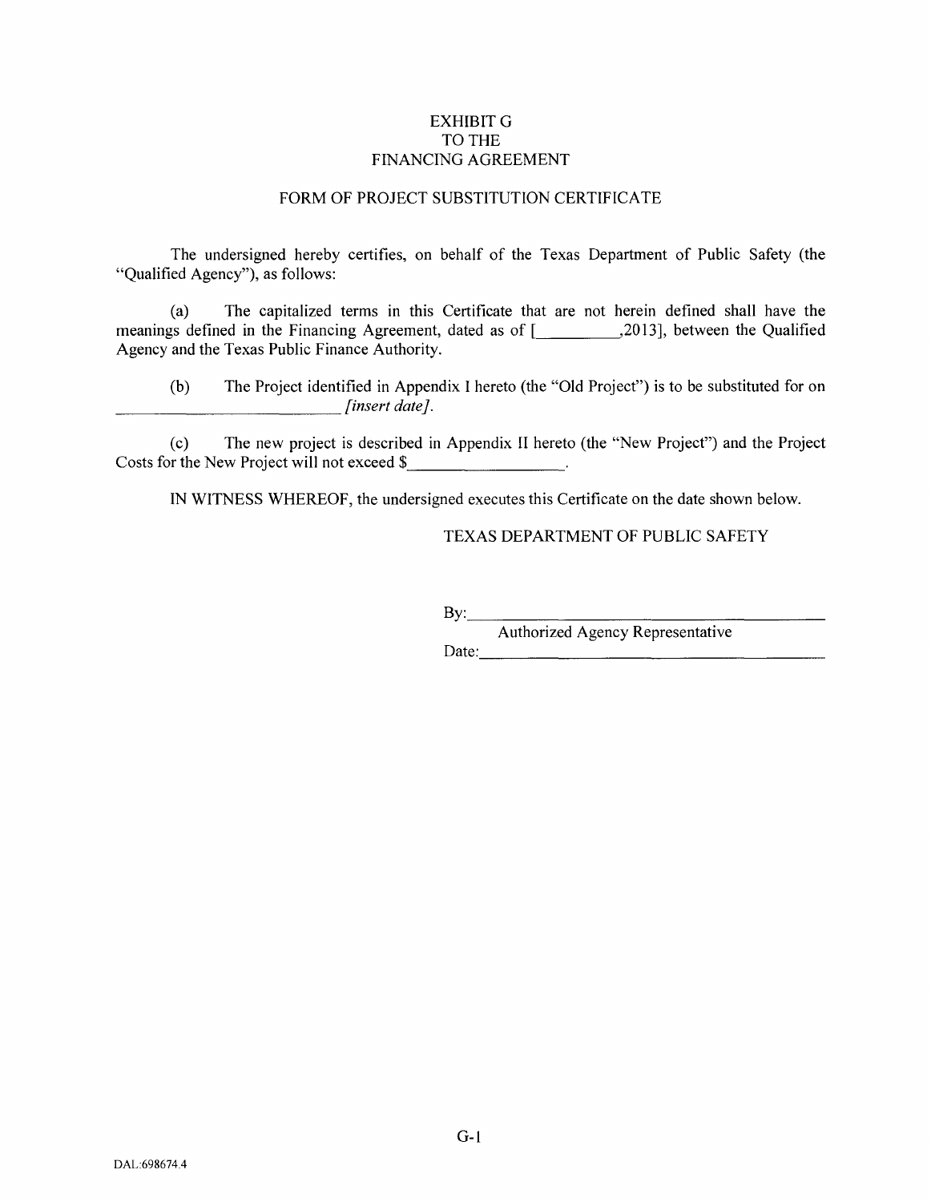# EXHIBIT G
# TO THE
# FINANCING AGREEMENT

## FORM OF PROJECT SUBSTITUTION CERTIFICATE

The undersigned hereby certifies, on behalf of the Texas Department of Public Safety (the "Qualified Agency"), as follows:

(a) The capitalized terms in this Certificate that are not herein defined shall have the meanings defined in the Financing Agreement, dated as of [__________,2013], between the Qualified Agency and the Texas Public Finance Authority.

(b) The Project identified in Appendix I hereto (the "Old Project") is to be substituted for on ____________________________ *[insert date]*.

(c) The new project is described in Appendix II hereto (the "New Project") and the Project Costs for the New Project will not exceed $__________________.

IN WITNESS WHEREOF, the undersigned executes this Certificate on the date shown below.

TEXAS DEPARTMENT OF PUBLIC SAFETY

By:________________________________________
Authorized Agency Representative

Date:_______________________________________

DAL:698674.4